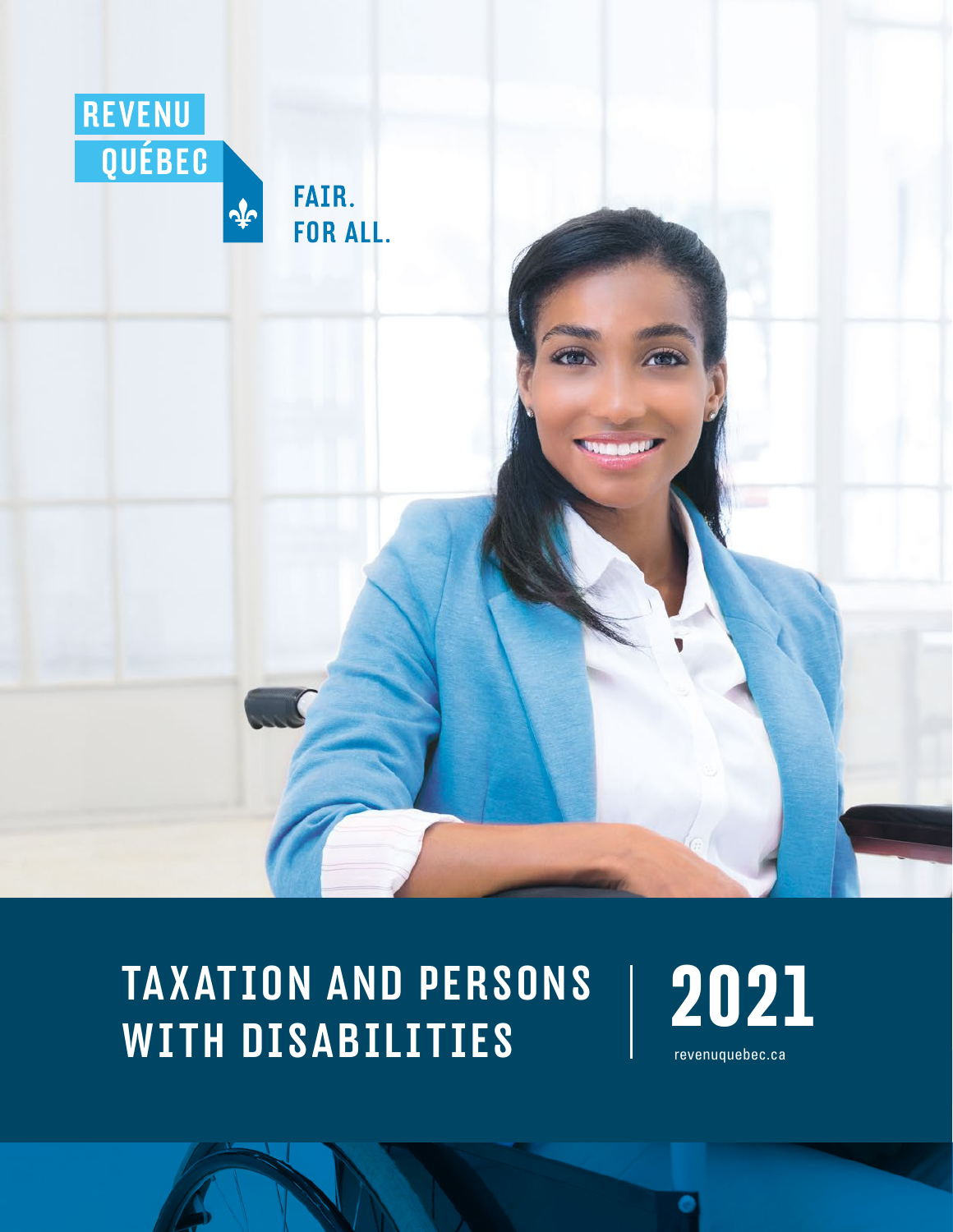REVENU QUÉBEC

FAIR. FOR ALL.

# TAXATION AND PERSONS WITH DISABILITIES

# 2021

revenuquebec.ca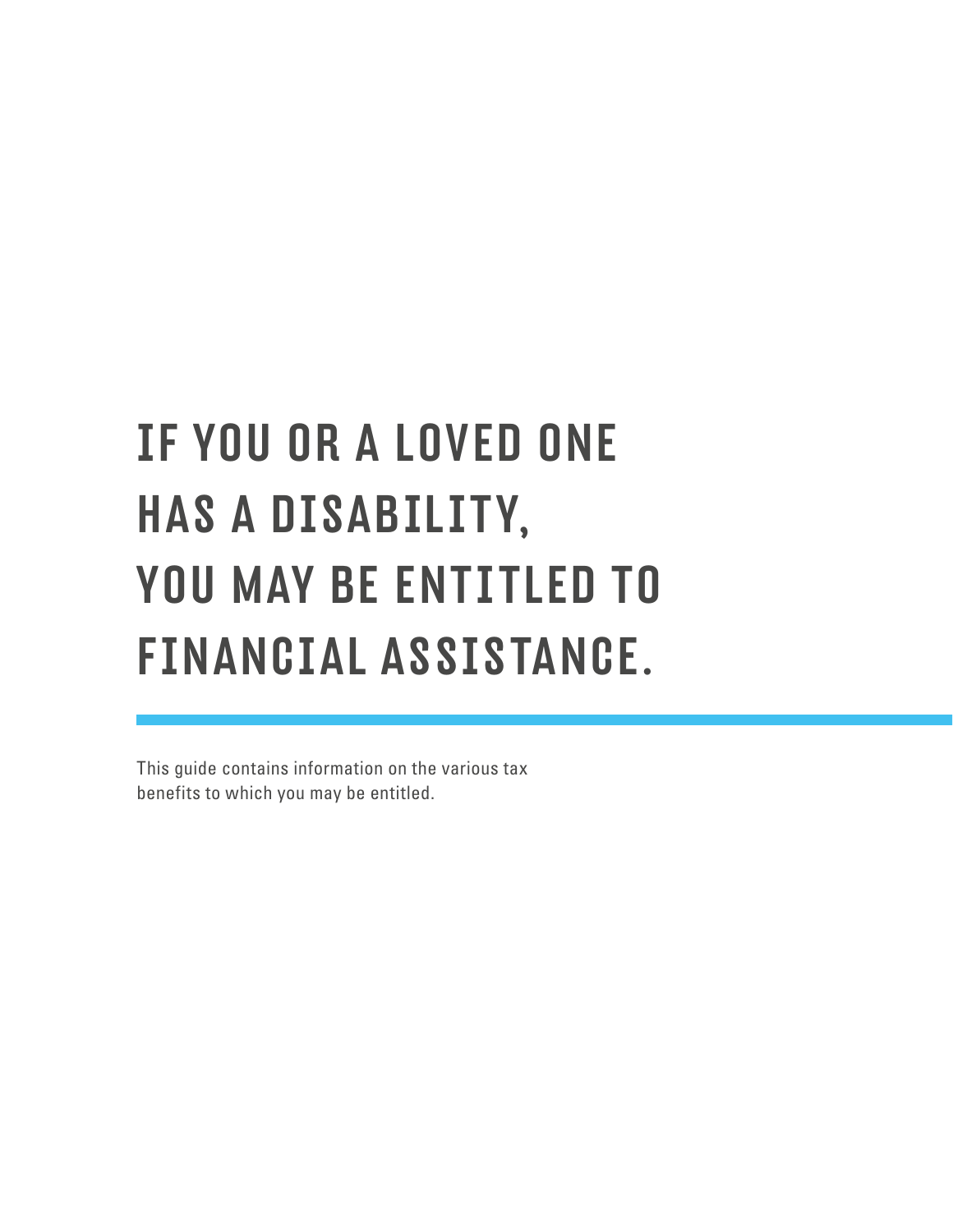# IF YOU OR A LOVED ONE HAS A DISABILITY, YOU MAY BE ENTITLED TO FINANCIAL ASSISTANCE.

This guide contains information on the various tax benefits to which you may be entitled.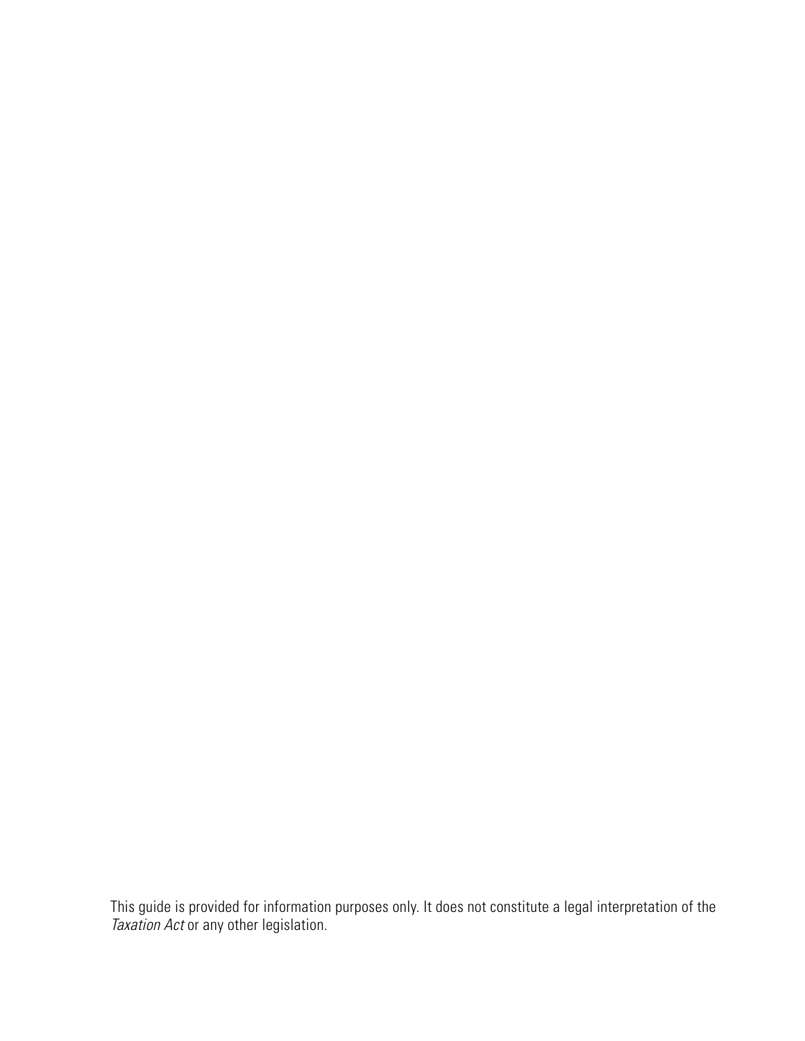This guide is provided for information purposes only. It does not constitute a legal interpretation of the *Taxation Act* or any other legislation.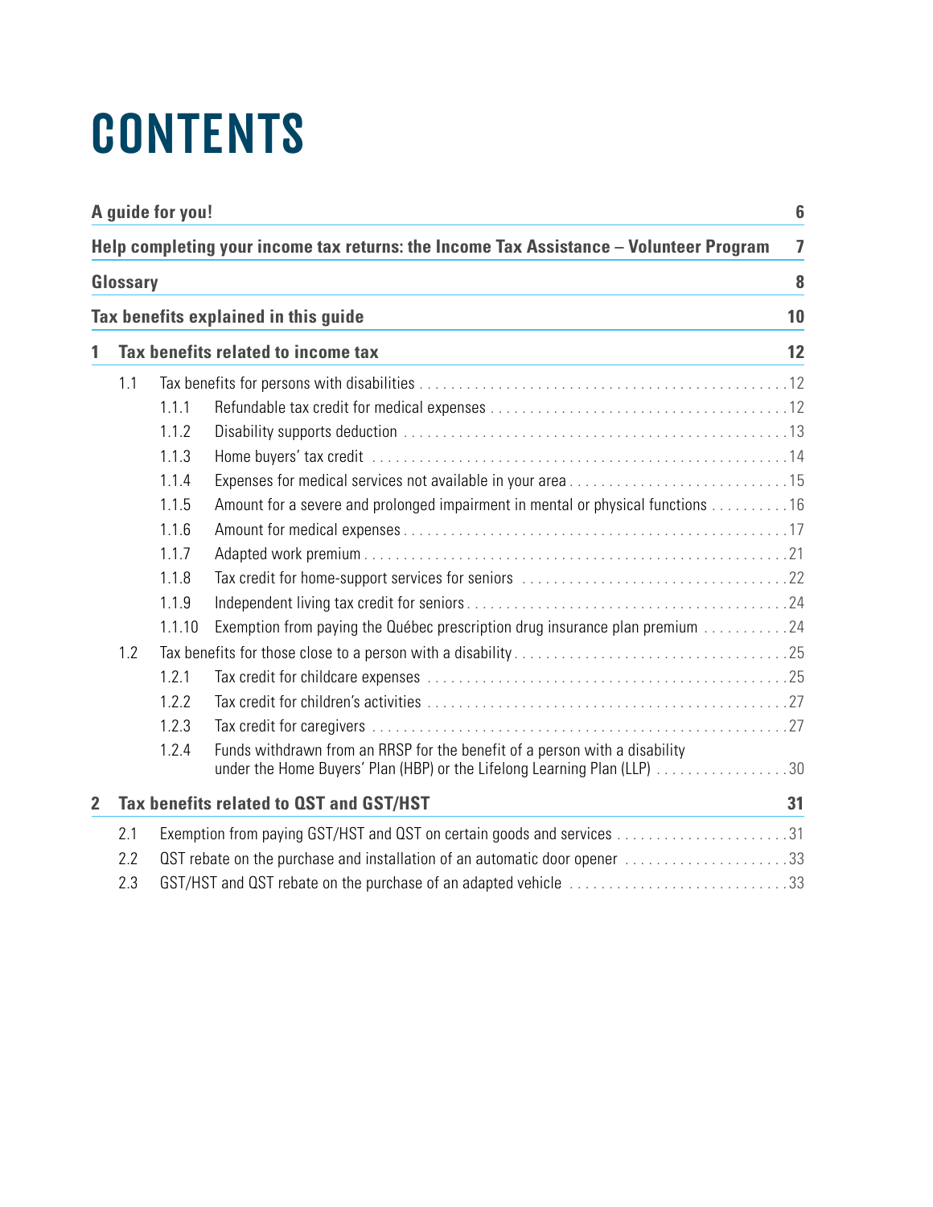# CONTENTS

| | | |
|---|---|---|
| **A guide for you!** | | **6** |
| **Help completing your income tax returns: the Income Tax Assistance – Volunteer Program** | | **7** |
| **Glossary** | | **8** |
| **Tax benefits explained in this guide** | | **10** |
| **1** | **Tax benefits related to income tax** | **12** |
| 1.1 | Tax benefits for persons with disabilities | 12 |
| 1.1.1 | Refundable tax credit for medical expenses | 12 |
| 1.1.2 | Disability supports deduction | 13 |
| 1.1.3 | Home buyers' tax credit | 14 |
| 1.1.4 | Expenses for medical services not available in your area | 15 |
| 1.1.5 | Amount for a severe and prolonged impairment in mental or physical functions | 16 |
| 1.1.6 | Amount for medical expenses | 17 |
| 1.1.7 | Adapted work premium | 21 |
| 1.1.8 | Tax credit for home-support services for seniors | 22 |
| 1.1.9 | Independent living tax credit for seniors | 24 |
| 1.1.10 | Exemption from paying the Québec prescription drug insurance plan premium | 24 |
| 1.2 | Tax benefits for those close to a person with a disability | 25 |
| 1.2.1 | Tax credit for childcare expenses | 25 |
| 1.2.2 | Tax credit for children's activities | 27 |
| 1.2.3 | Tax credit for caregivers | 27 |
| 1.2.4 | Funds withdrawn from an RRSP for the benefit of a person with a disability under the Home Buyers' Plan (HBP) or the Lifelong Learning Plan (LLP) | 30 |
| **2** | **Tax benefits related to QST and GST/HST** | **31** |
| 2.1 | Exemption from paying GST/HST and QST on certain goods and services | 31 |
| 2.2 | QST rebate on the purchase and installation of an automatic door opener | 33 |
| 2.3 | GST/HST and QST rebate on the purchase of an adapted vehicle | 33 |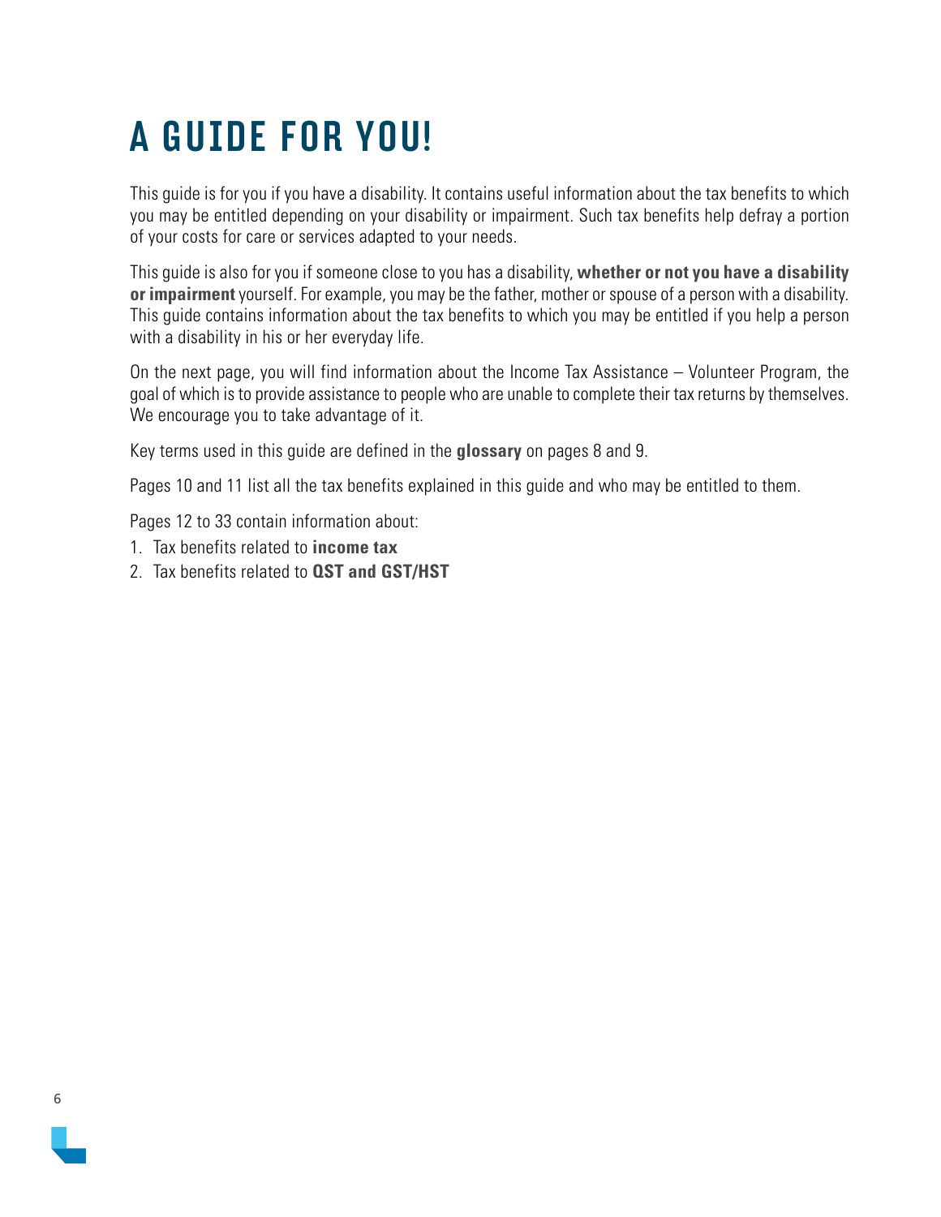# A GUIDE FOR YOU!

This guide is for you if you have a disability. It contains useful information about the tax benefits to which you may be entitled depending on your disability or impairment. Such tax benefits help defray a portion of your costs for care or services adapted to your needs.

This guide is also for you if someone close to you has a disability, **whether or not you have a disability or impairment** yourself. For example, you may be the father, mother or spouse of a person with a disability. This guide contains information about the tax benefits to which you may be entitled if you help a person with a disability in his or her everyday life.

On the next page, you will find information about the Income Tax Assistance – Volunteer Program, the goal of which is to provide assistance to people who are unable to complete their tax returns by themselves. We encourage you to take advantage of it.

Key terms used in this guide are defined in the **glossary** on pages 8 and 9.

Pages 10 and 11 list all the tax benefits explained in this guide and who may be entitled to them.

Pages 12 to 33 contain information about:

1. Tax benefits related to **income tax**
2. Tax benefits related to **QST and GST/HST**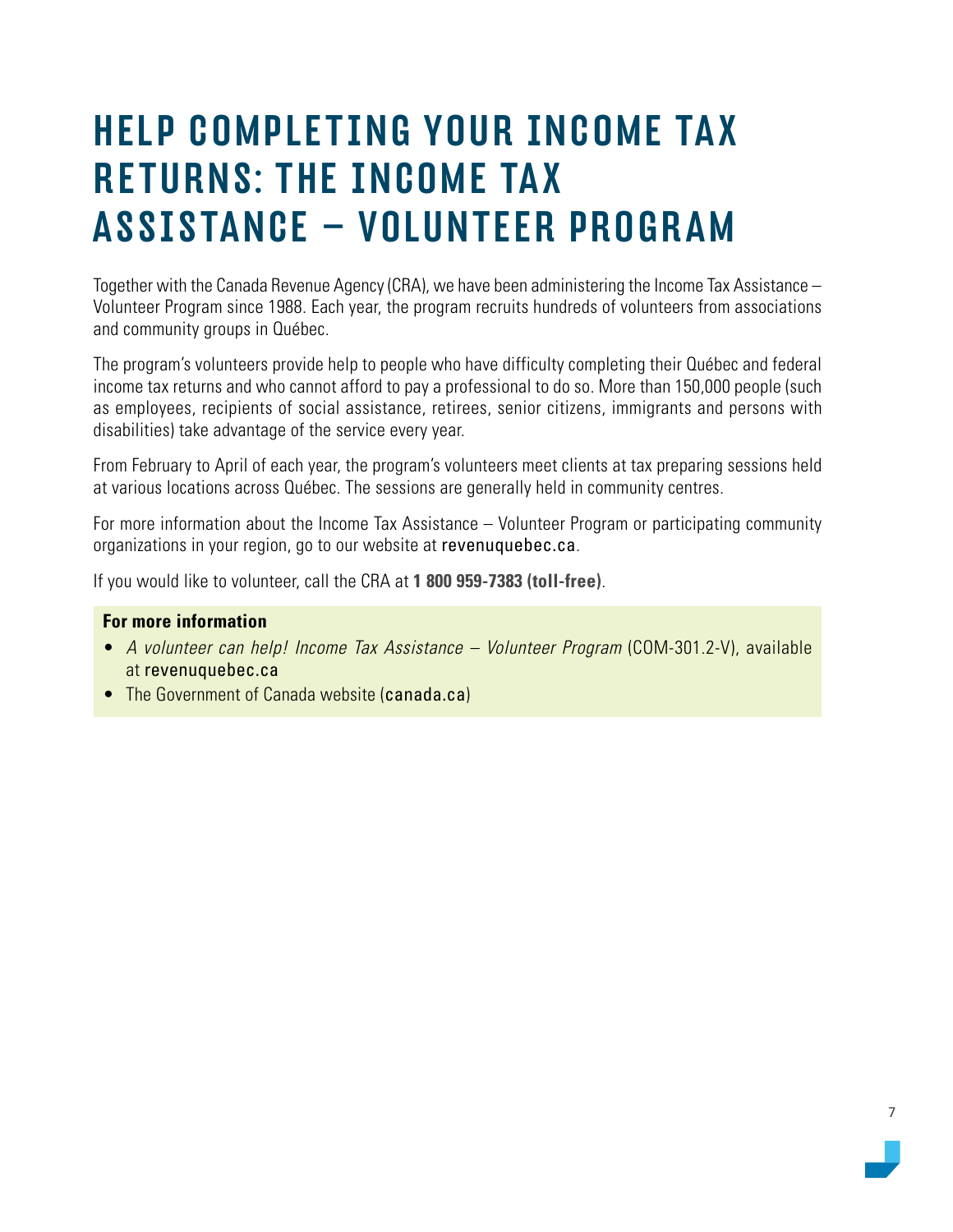# HELP COMPLETING YOUR INCOME TAX RETURNS: THE INCOME TAX ASSISTANCE – VOLUNTEER PROGRAM

Together with the Canada Revenue Agency (CRA), we have been administering the Income Tax Assistance – Volunteer Program since 1988. Each year, the program recruits hundreds of volunteers from associations and community groups in Québec.

The program's volunteers provide help to people who have difficulty completing their Québec and federal income tax returns and who cannot afford to pay a professional to do so. More than 150,000 people (such as employees, recipients of social assistance, retirees, senior citizens, immigrants and persons with disabilities) take advantage of the service every year.

From February to April of each year, the program's volunteers meet clients at tax preparing sessions held at various locations across Québec. The sessions are generally held in community centres.

For more information about the Income Tax Assistance – Volunteer Program or participating community organizations in your region, go to our website at revenuquebec.ca.

If you would like to volunteer, call the CRA at **1 800 959-7383 (toll-free)**.

**For more information**

- *A volunteer can help! Income Tax Assistance – Volunteer Program* (COM-301.2-V), available at revenuquebec.ca
- The Government of Canada website (canada.ca)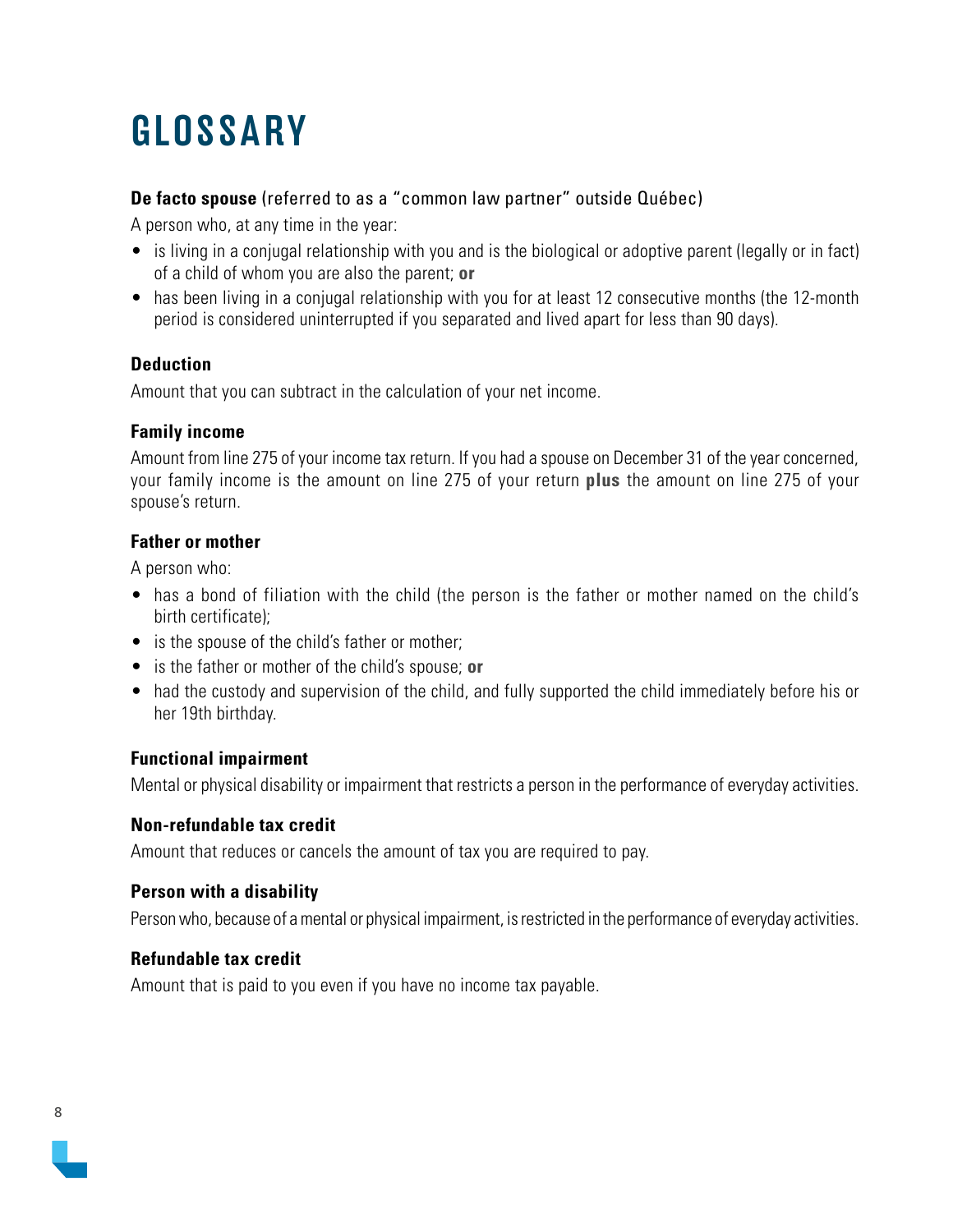# GLOSSARY

**De facto spouse** (referred to as a "common law partner" outside Québec)

A person who, at any time in the year:

- is living in a conjugal relationship with you and is the biological or adoptive parent (legally or in fact) of a child of whom you are also the parent; **or**
- has been living in a conjugal relationship with you for at least 12 consecutive months (the 12-month period is considered uninterrupted if you separated and lived apart for less than 90 days).

**Deduction**

Amount that you can subtract in the calculation of your net income.

**Family income**

Amount from line 275 of your income tax return. If you had a spouse on December 31 of the year concerned, your family income is the amount on line 275 of your return **plus** the amount on line 275 of your spouse's return.

**Father or mother**

A person who:

- has a bond of filiation with the child (the person is the father or mother named on the child's birth certificate);
- is the spouse of the child's father or mother;
- is the father or mother of the child's spouse; **or**
- had the custody and supervision of the child, and fully supported the child immediately before his or her 19th birthday.

**Functional impairment**

Mental or physical disability or impairment that restricts a person in the performance of everyday activities.

**Non-refundable tax credit**

Amount that reduces or cancels the amount of tax you are required to pay.

**Person with a disability**

Person who, because of a mental or physical impairment, is restricted in the performance of everyday activities.

**Refundable tax credit**

Amount that is paid to you even if you have no income tax payable.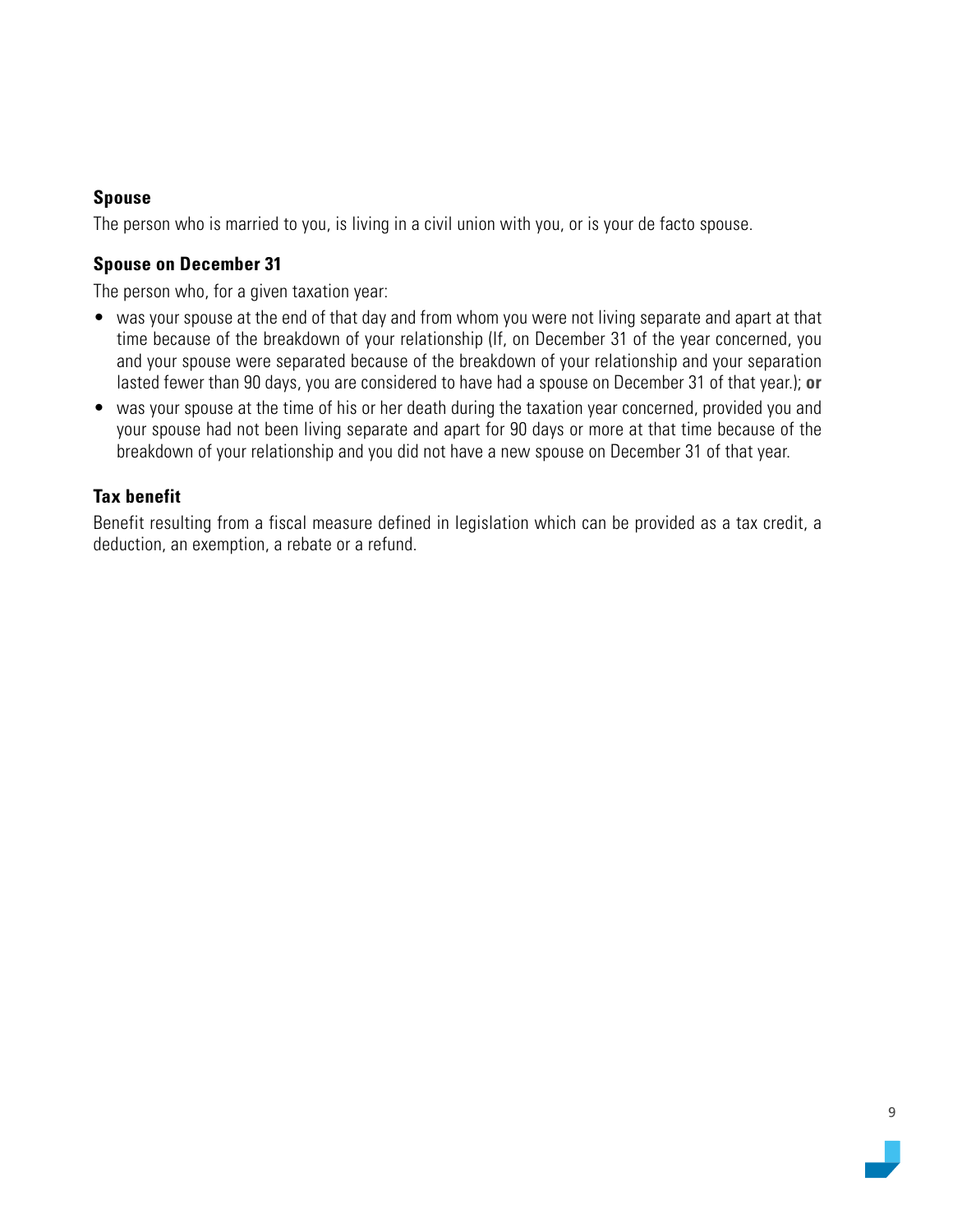**Spouse**

The person who is married to you, is living in a civil union with you, or is your de facto spouse.

**Spouse on December 31**

The person who, for a given taxation year:

- was your spouse at the end of that day and from whom you were not living separate and apart at that time because of the breakdown of your relationship (If, on December 31 of the year concerned, you and your spouse were separated because of the breakdown of your relationship and your separation lasted fewer than 90 days, you are considered to have had a spouse on December 31 of that year.); **or**
- was your spouse at the time of his or her death during the taxation year concerned, provided you and your spouse had not been living separate and apart for 90 days or more at that time because of the breakdown of your relationship and you did not have a new spouse on December 31 of that year.

**Tax benefit**

Benefit resulting from a fiscal measure defined in legislation which can be provided as a tax credit, a deduction, an exemption, a rebate or a refund.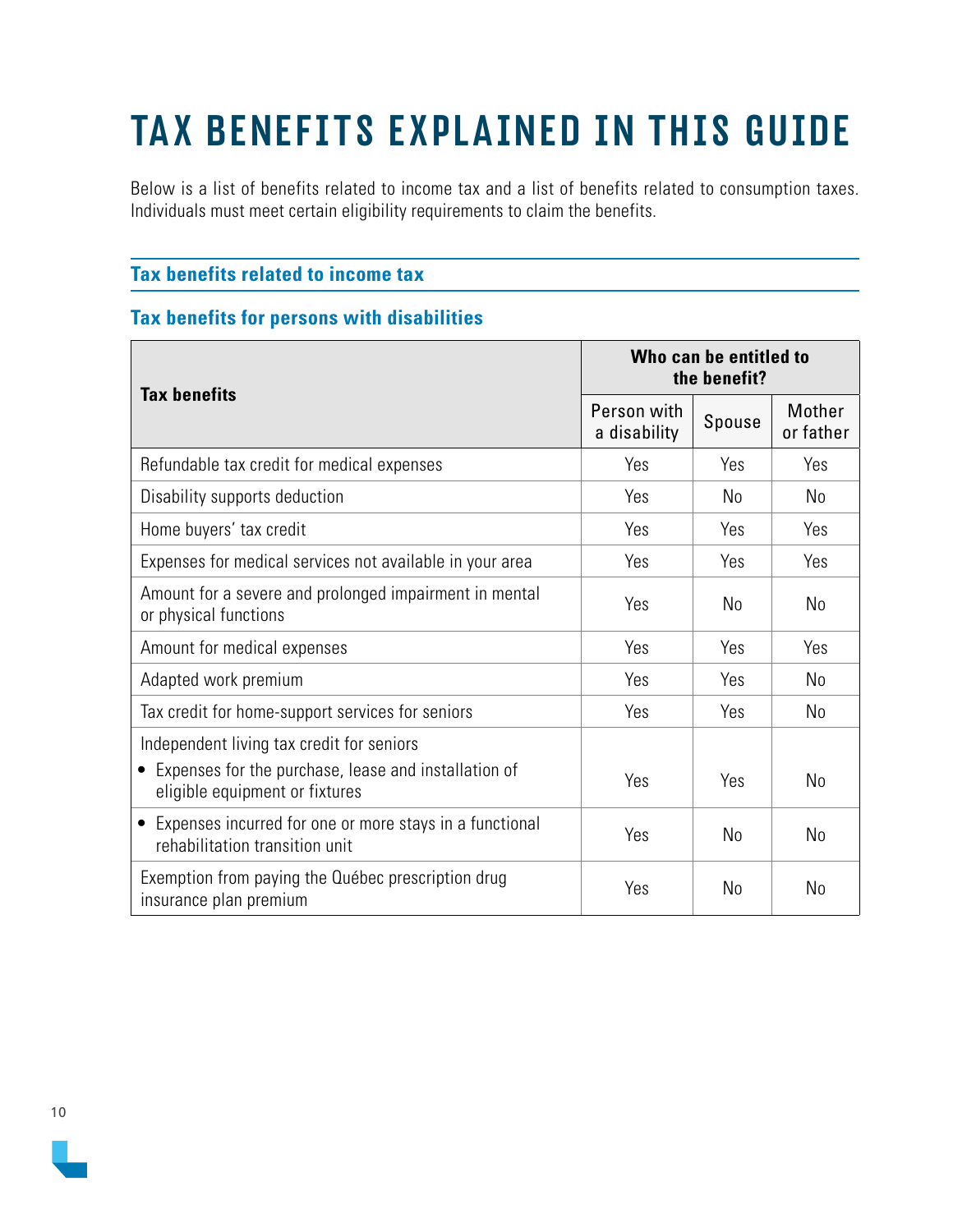# TAX BENEFITS EXPLAINED IN THIS GUIDE

Below is a list of benefits related to income tax and a list of benefits related to consumption taxes. Individuals must meet certain eligibility requirements to claim the benefits.

## Tax benefits related to income tax

### Tax benefits for persons with disabilities

| Tax benefits | Who can be entitled to the benefit? | | |
|---|---|---|---|
| | Person with a disability | Spouse | Mother or father |
| Refundable tax credit for medical expenses | Yes | Yes | Yes |
| Disability supports deduction | Yes | No | No |
| Home buyers' tax credit | Yes | Yes | Yes |
| Expenses for medical services not available in your area | Yes | Yes | Yes |
| Amount for a severe and prolonged impairment in mental or physical functions | Yes | No | No |
| Amount for medical expenses | Yes | Yes | Yes |
| Adapted work premium | Yes | Yes | No |
| Tax credit for home-support services for seniors | Yes | Yes | No |
| Independent living tax credit for seniors<br>• Expenses for the purchase, lease and installation of eligible equipment or fixtures | Yes | Yes | No |
| • Expenses incurred for one or more stays in a functional rehabilitation transition unit | Yes | No | No |
| Exemption from paying the Québec prescription drug insurance plan premium | Yes | No | No |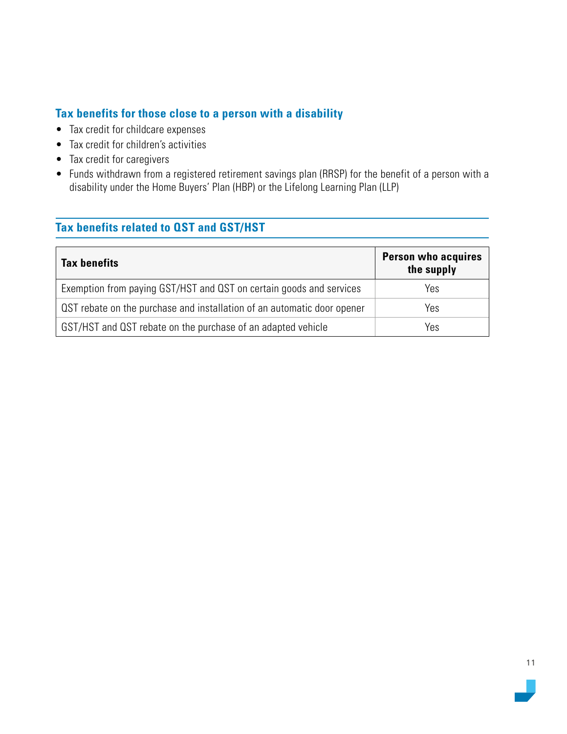## Tax benefits for those close to a person with a disability

- Tax credit for childcare expenses
- Tax credit for children's activities
- Tax credit for caregivers
- Funds withdrawn from a registered retirement savings plan (RRSP) for the benefit of a person with a disability under the Home Buyers' Plan (HBP) or the Lifelong Learning Plan (LLP)

## Tax benefits related to QST and GST/HST

| Tax benefits | Person who acquires the supply |
|---|---|
| Exemption from paying GST/HST and QST on certain goods and services | Yes |
| QST rebate on the purchase and installation of an automatic door opener | Yes |
| GST/HST and QST rebate on the purchase of an adapted vehicle | Yes |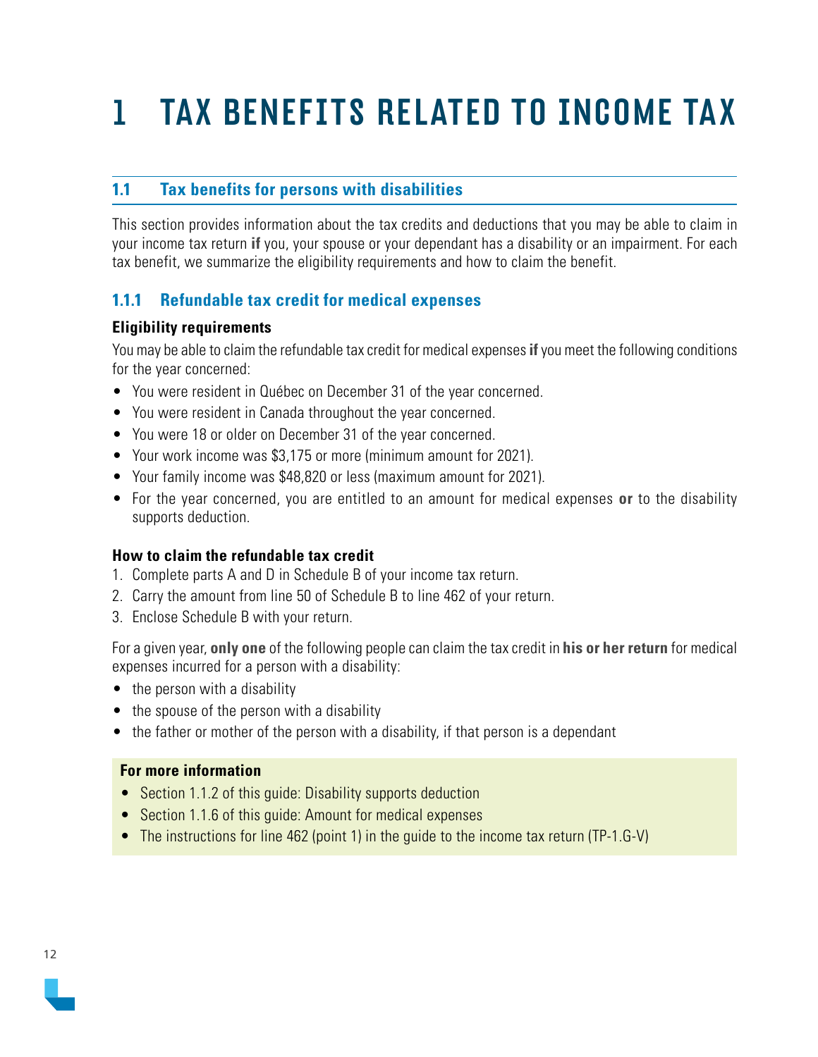# 1 TAX BENEFITS RELATED TO INCOME TAX

## 1.1 Tax benefits for persons with disabilities

This section provides information about the tax credits and deductions that you may be able to claim in your income tax return **if** you, your spouse or your dependant has a disability or an impairment. For each tax benefit, we summarize the eligibility requirements and how to claim the benefit.

### 1.1.1 Refundable tax credit for medical expenses

**Eligibility requirements**

You may be able to claim the refundable tax credit for medical expenses **if** you meet the following conditions for the year concerned:

- You were resident in Québec on December 31 of the year concerned.
- You were resident in Canada throughout the year concerned.
- You were 18 or older on December 31 of the year concerned.
- Your work income was $3,175 or more (minimum amount for 2021).
- Your family income was $48,820 or less (maximum amount for 2021).
- For the year concerned, you are entitled to an amount for medical expenses **or** to the disability supports deduction.

**How to claim the refundable tax credit**

1. Complete parts A and D in Schedule B of your income tax return.
2. Carry the amount from line 50 of Schedule B to line 462 of your return.
3. Enclose Schedule B with your return.

For a given year, **only one** of the following people can claim the tax credit in **his or her return** for medical expenses incurred for a person with a disability:

- the person with a disability
- the spouse of the person with a disability
- the father or mother of the person with a disability, if that person is a dependant

**For more information**

- Section 1.1.2 of this guide: Disability supports deduction
- Section 1.1.6 of this guide: Amount for medical expenses
- The instructions for line 462 (point 1) in the guide to the income tax return (TP-1.G-V)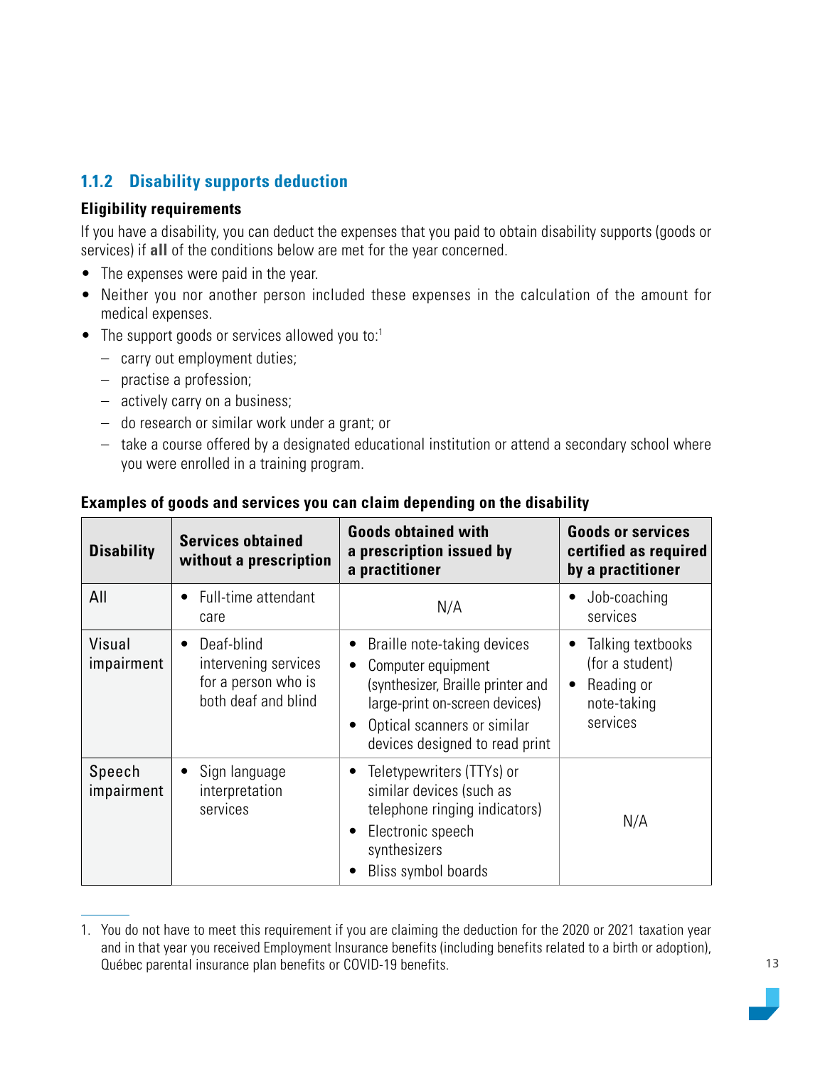### 1.1.2 Disability supports deduction

**Eligibility requirements**

If you have a disability, you can deduct the expenses that you paid to obtain disability supports (goods or services) if **all** of the conditions below are met for the year concerned.

- The expenses were paid in the year.
- Neither you nor another person included these expenses in the calculation of the amount for medical expenses.
- The support goods or services allowed you to:[1]
  - carry out employment duties;
  - practise a profession;
  - actively carry on a business;
  - do research or similar work under a grant; or
  - take a course offered by a designated educational institution or attend a secondary school where you were enrolled in a training program.

**Examples of goods and services you can claim depending on the disability**

| Disability | Services obtained without a prescription | Goods obtained with a prescription issued by a practitioner | Goods or services certified as required by a practitioner |
|---|---|---|---|
| All | • Full-time attendant care | N/A | • Job-coaching services |
| Visual impairment | • Deaf-blind intervening services for a person who is both deaf and blind | • Braille note-taking devices<br>• Computer equipment (synthesizer, Braille printer and large-print on-screen devices)<br>• Optical scanners or similar devices designed to read print | • Talking textbooks (for a student)<br>• Reading or note-taking services |
| Speech impairment | • Sign language interpretation services | • Teletypewriters (TTYs) or similar devices (such as telephone ringing indicators)<br>• Electronic speech synthesizers<br>• Bliss symbol boards | N/A |

1. You do not have to meet this requirement if you are claiming the deduction for the 2020 or 2021 taxation year and in that year you received Employment Insurance benefits (including benefits related to a birth or adoption), Québec parental insurance plan benefits or COVID-19 benefits.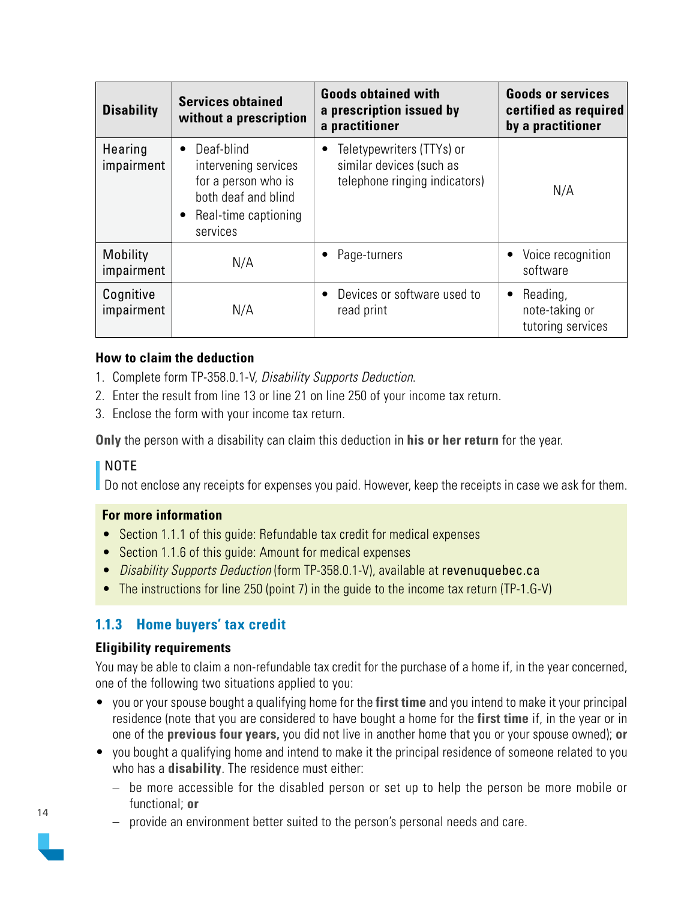| Disability | Services obtained without a prescription | Goods obtained with a prescription issued by a practitioner | Goods or services certified as required by a practitioner |
|---|---|---|---|
| Hearing impairment | • Deaf-blind intervening services for a person who is both deaf and blind<br>• Real-time captioning services | • Teletypewriters (TTYs) or similar devices (such as telephone ringing indicators) | N/A |
| Mobility impairment | N/A | • Page-turners | • Voice recognition software |
| Cognitive impairment | N/A | • Devices or software used to read print | • Reading, note-taking or tutoring services |

**How to claim the deduction**

1. Complete form TP-358.0.1-V, *Disability Supports Deduction*.
2. Enter the result from line 13 or line 21 on line 250 of your income tax return.
3. Enclose the form with your income tax return.

**Only** the person with a disability can claim this deduction in **his or her return** for the year.

NOTE
Do not enclose any receipts for expenses you paid. However, keep the receipts in case we ask for them.

**For more information**

- Section 1.1.1 of this guide: Refundable tax credit for medical expenses
- Section 1.1.6 of this guide: Amount for medical expenses
- *Disability Supports Deduction* (form TP-358.0.1-V), available at revenuquebec.ca
- The instructions for line 250 (point 7) in the guide to the income tax return (TP-1.G-V)

### 1.1.3 Home buyers' tax credit

**Eligibility requirements**

You may be able to claim a non-refundable tax credit for the purchase of a home if, in the year concerned, one of the following two situations applied to you:

- you or your spouse bought a qualifying home for the **first time** and you intend to make it your principal residence (note that you are considered to have bought a home for the **first time** if, in the year or in one of the **previous four years,** you did not live in another home that you or your spouse owned); **or**
- you bought a qualifying home and intend to make it the principal residence of someone related to you who has a **disability**. The residence must either:
  - be more accessible for the disabled person or set up to help the person be more mobile or functional; **or**
  - provide an environment better suited to the person's personal needs and care.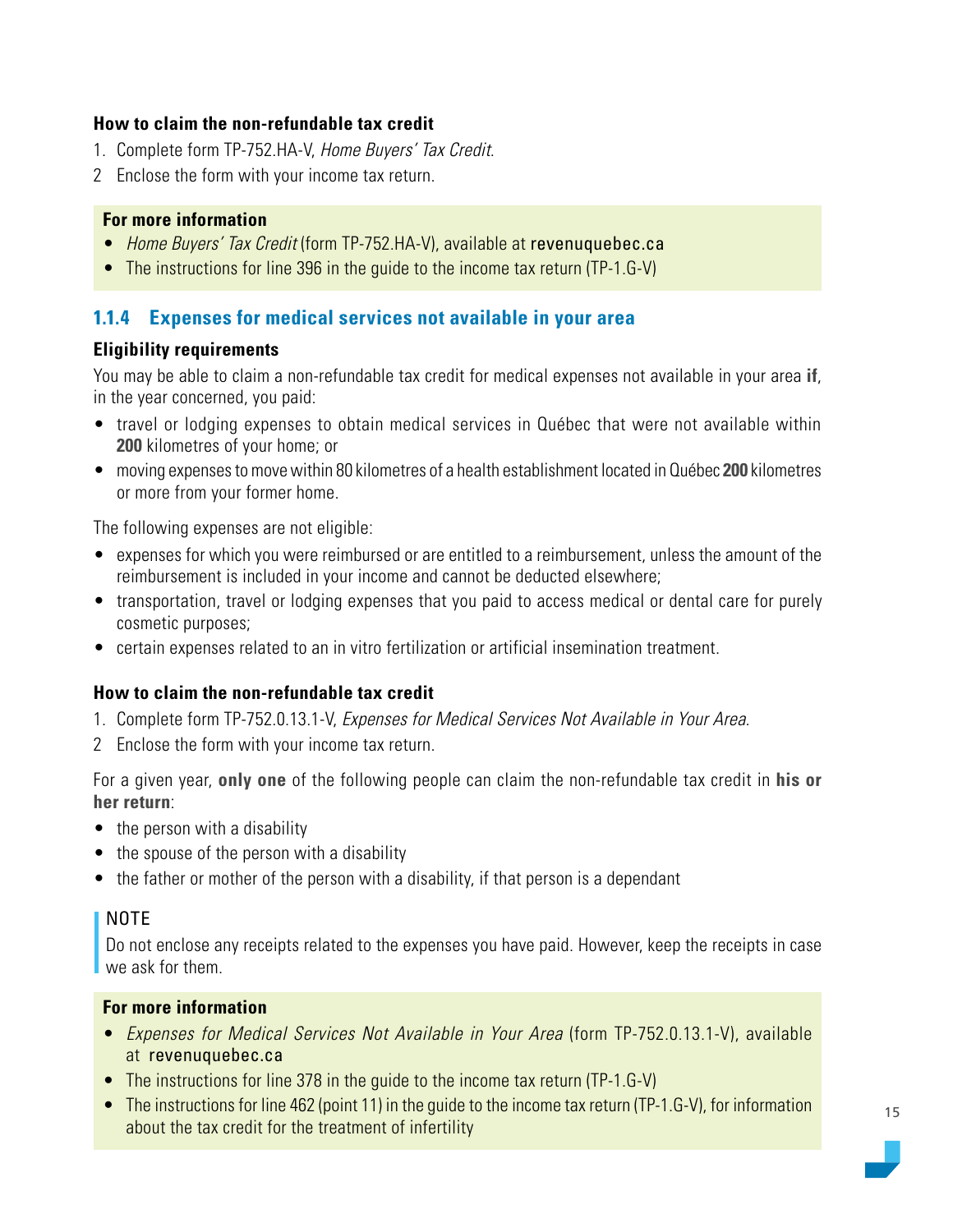**How to claim the non-refundable tax credit**

1. Complete form TP-752.HA-V, *Home Buyers' Tax Credit*.
2 Enclose the form with your income tax return.

**For more information**

- *Home Buyers' Tax Credit* (form TP-752.HA-V), available at revenuquebec.ca
- The instructions for line 396 in the guide to the income tax return (TP-1.G-V)

### 1.1.4 Expenses for medical services not available in your area

**Eligibility requirements**

You may be able to claim a non-refundable tax credit for medical expenses not available in your area **if**, in the year concerned, you paid:

- travel or lodging expenses to obtain medical services in Québec that were not available within **200** kilometres of your home; or
- moving expenses to move within 80 kilometres of a health establishment located in Québec **200** kilometres or more from your former home.

The following expenses are not eligible:

- expenses for which you were reimbursed or are entitled to a reimbursement, unless the amount of the reimbursement is included in your income and cannot be deducted elsewhere;
- transportation, travel or lodging expenses that you paid to access medical or dental care for purely cosmetic purposes;
- certain expenses related to an in vitro fertilization or artificial insemination treatment.

**How to claim the non-refundable tax credit**

1. Complete form TP-752.0.13.1-V, *Expenses for Medical Services Not Available in Your Area*.
2 Enclose the form with your income tax return.

For a given year, **only one** of the following people can claim the non-refundable tax credit in **his or her return**:

- the person with a disability
- the spouse of the person with a disability
- the father or mother of the person with a disability, if that person is a dependant

NOTE
Do not enclose any receipts related to the expenses you have paid. However, keep the receipts in case we ask for them.

**For more information**

- *Expenses for Medical Services Not Available in Your Area* (form TP-752.0.13.1-V), available at revenuquebec.ca
- The instructions for line 378 in the guide to the income tax return (TP-1.G-V)
- The instructions for line 462 (point 11) in the guide to the income tax return (TP-1.G-V), for information about the tax credit for the treatment of infertility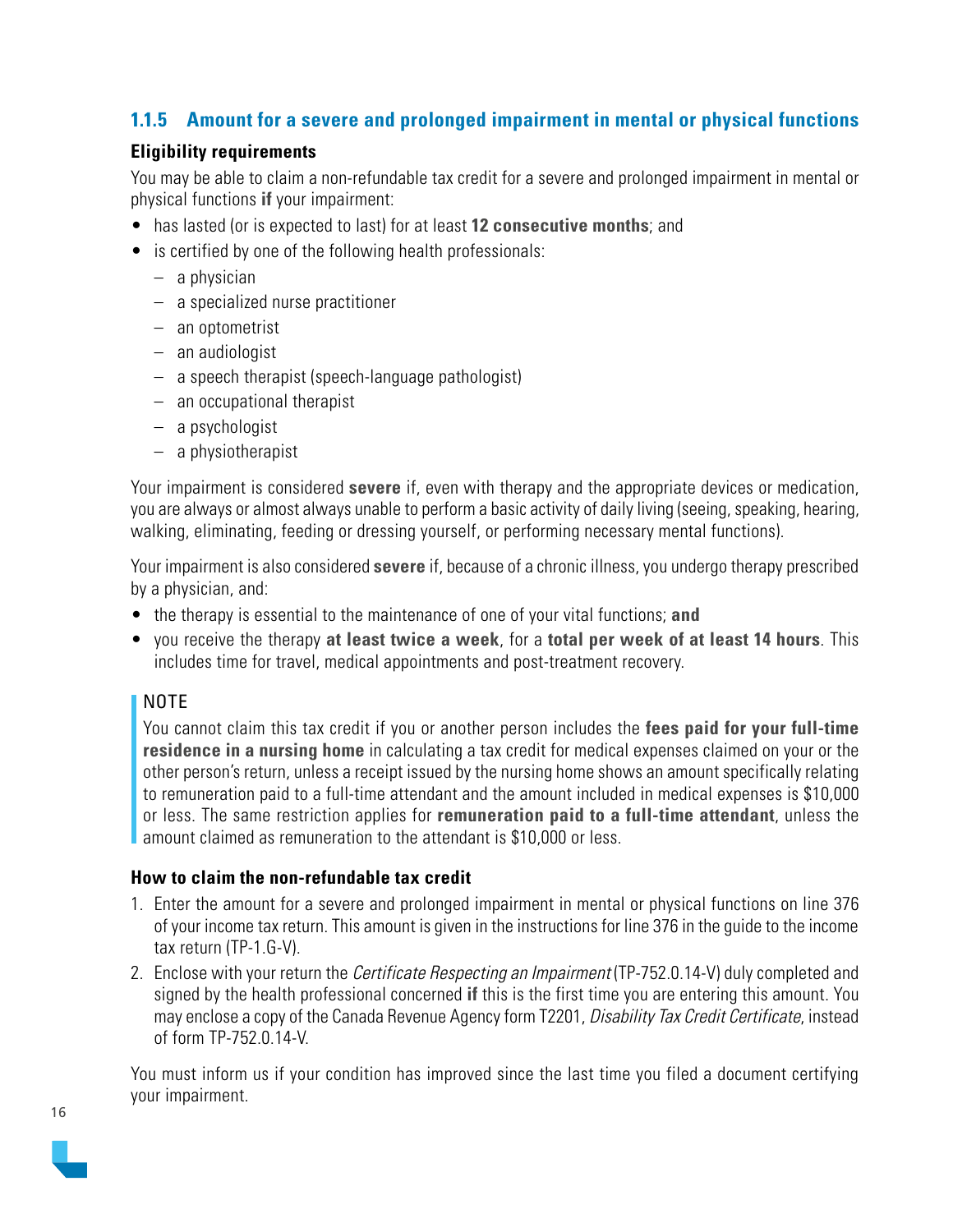### 1.1.5 Amount for a severe and prolonged impairment in mental or physical functions

**Eligibility requirements**

You may be able to claim a non-refundable tax credit for a severe and prolonged impairment in mental or physical functions **if** your impairment:

- has lasted (or is expected to last) for at least **12 consecutive months**; and
- is certified by one of the following health professionals:
  - a physician
  - a specialized nurse practitioner
  - an optometrist
  - an audiologist
  - a speech therapist (speech-language pathologist)
  - an occupational therapist
  - a psychologist
  - a physiotherapist

Your impairment is considered **severe** if, even with therapy and the appropriate devices or medication, you are always or almost always unable to perform a basic activity of daily living (seeing, speaking, hearing, walking, eliminating, feeding or dressing yourself, or performing necessary mental functions).

Your impairment is also considered **severe** if, because of a chronic illness, you undergo therapy prescribed by a physician, and:

- the therapy is essential to the maintenance of one of your vital functions; **and**
- you receive the therapy **at least twice a week**, for a **total per week of at least 14 hours**. This includes time for travel, medical appointments and post-treatment recovery.

> NOTE
>
> You cannot claim this tax credit if you or another person includes the **fees paid for your full-time residence in a nursing home** in calculating a tax credit for medical expenses claimed on your or the other person's return, unless a receipt issued by the nursing home shows an amount specifically relating to remuneration paid to a full-time attendant and the amount included in medical expenses is $10,000 or less. The same restriction applies for **remuneration paid to a full-time attendant**, unless the amount claimed as remuneration to the attendant is $10,000 or less.

**How to claim the non-refundable tax credit**

1. Enter the amount for a severe and prolonged impairment in mental or physical functions on line 376 of your income tax return. This amount is given in the instructions for line 376 in the guide to the income tax return (TP-1.G-V).
2. Enclose with your return the *Certificate Respecting an Impairment* (TP-752.0.14-V) duly completed and signed by the health professional concerned **if** this is the first time you are entering this amount. You may enclose a copy of the Canada Revenue Agency form T2201, *Disability Tax Credit Certificate*, instead of form TP-752.0.14-V.

You must inform us if your condition has improved since the last time you filed a document certifying your impairment.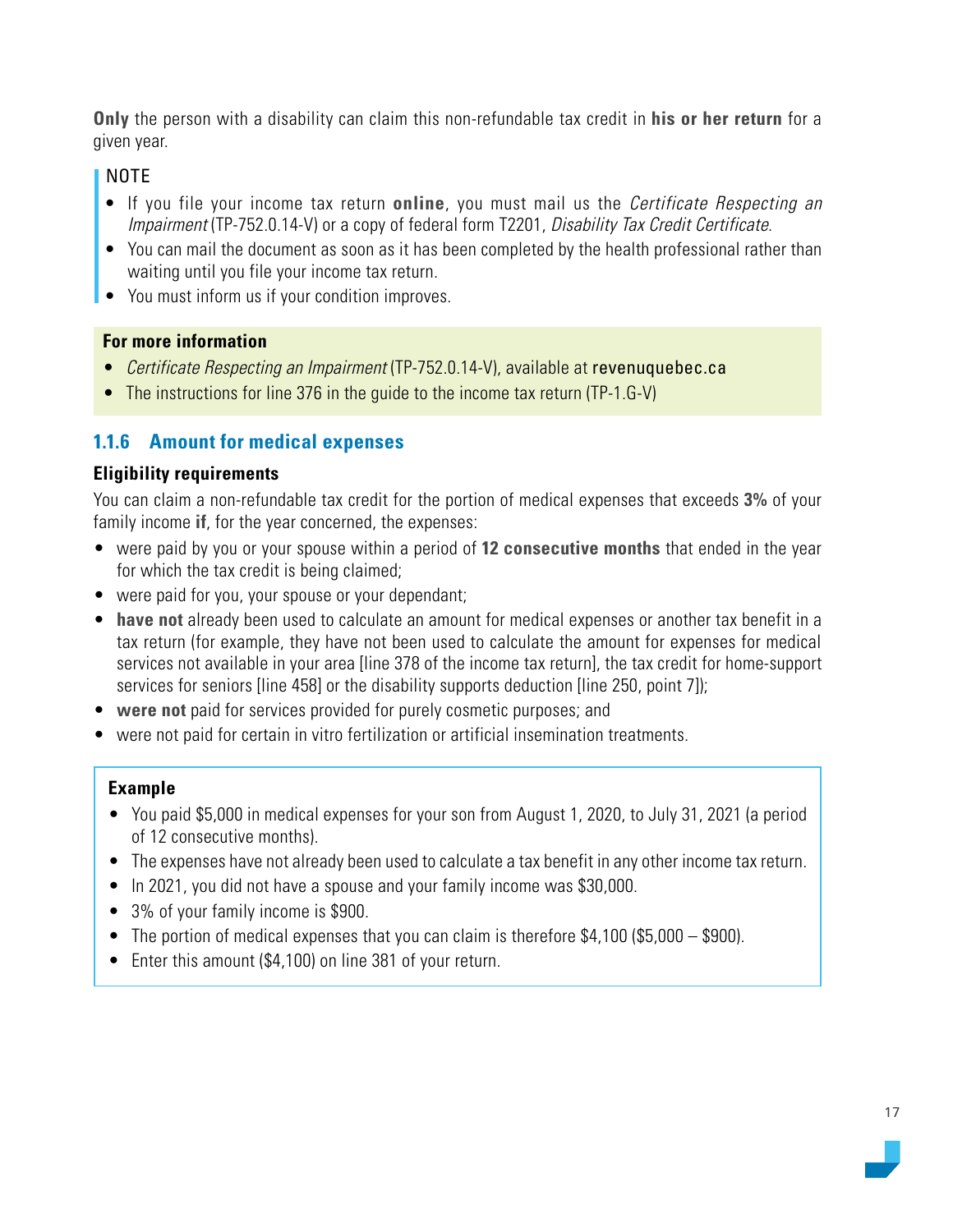**Only** the person with a disability can claim this non-refundable tax credit in **his or her return** for a given year.

NOTE

- If you file your income tax return **online**, you must mail us the *Certificate Respecting an Impairment* (TP-752.0.14-V) or a copy of federal form T2201, *Disability Tax Credit Certificate*.
- You can mail the document as soon as it has been completed by the health professional rather than waiting until you file your income tax return.
- You must inform us if your condition improves.

**For more information**

- *Certificate Respecting an Impairment* (TP-752.0.14-V), available at revenuquebec.ca
- The instructions for line 376 in the guide to the income tax return (TP-1.G-V)

### 1.1.6 Amount for medical expenses

**Eligibility requirements**

You can claim a non-refundable tax credit for the portion of medical expenses that exceeds **3%** of your family income **if**, for the year concerned, the expenses:

- were paid by you or your spouse within a period of **12 consecutive months** that ended in the year for which the tax credit is being claimed;
- were paid for you, your spouse or your dependant;
- **have not** already been used to calculate an amount for medical expenses or another tax benefit in a tax return (for example, they have not been used to calculate the amount for expenses for medical services not available in your area [line 378 of the income tax return], the tax credit for home-support services for seniors [line 458] or the disability supports deduction [line 250, point 7]);
- **were not** paid for services provided for purely cosmetic purposes; and
- were not paid for certain in vitro fertilization or artificial insemination treatments.

**Example**

- You paid $5,000 in medical expenses for your son from August 1, 2020, to July 31, 2021 (a period of 12 consecutive months).
- The expenses have not already been used to calculate a tax benefit in any other income tax return.
- In 2021, you did not have a spouse and your family income was $30,000.
- 3% of your family income is $900.
- The portion of medical expenses that you can claim is therefore $4,100 ($5,000 – $900).
- Enter this amount ($4,100) on line 381 of your return.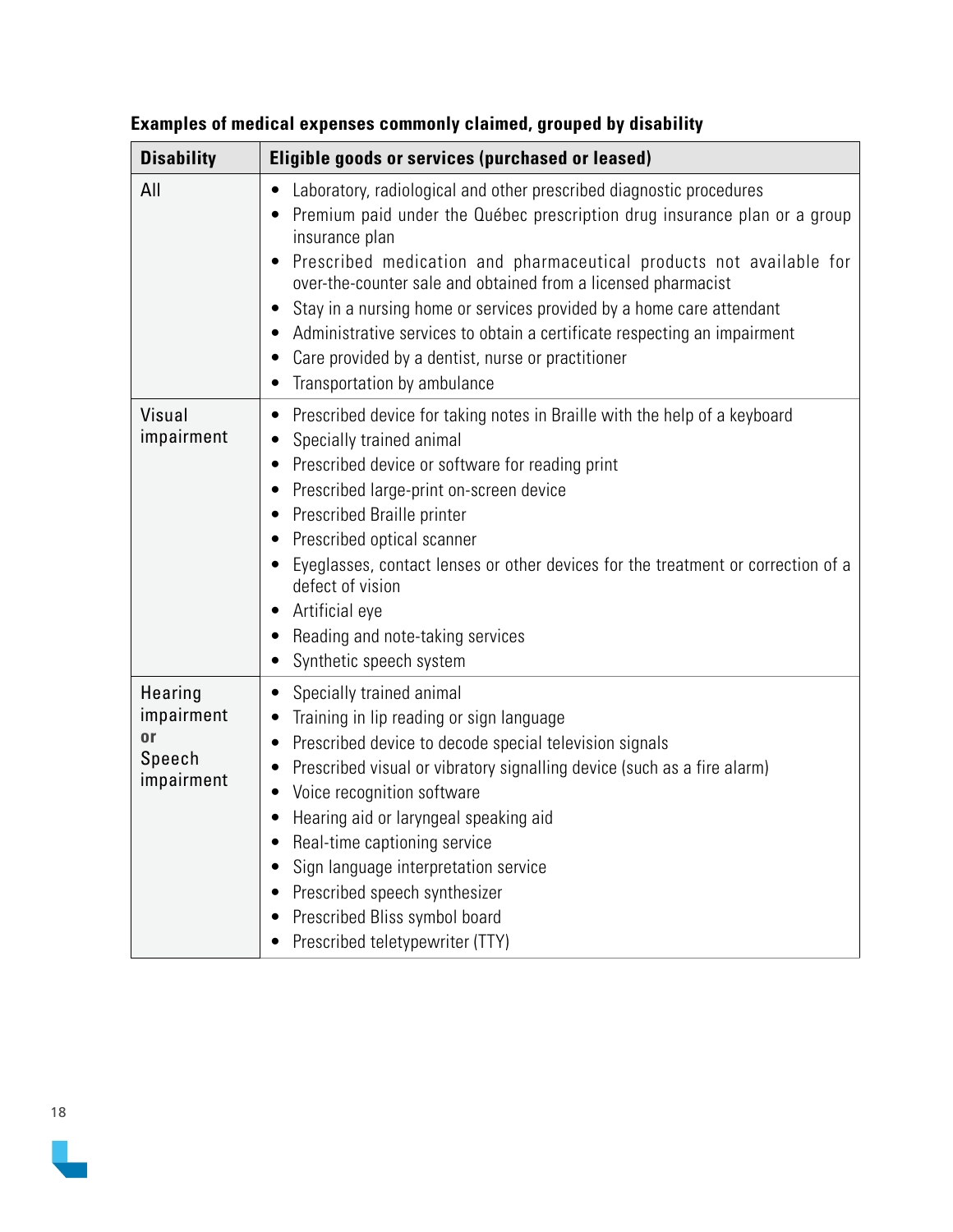**Examples of medical expenses commonly claimed, grouped by disability**

| Disability | Eligible goods or services (purchased or leased) |
|---|---|
| All | • Laboratory, radiological and other prescribed diagnostic procedures<br>• Premium paid under the Québec prescription drug insurance plan or a group insurance plan<br>• Prescribed medication and pharmaceutical products not available for over-the-counter sale and obtained from a licensed pharmacist<br>• Stay in a nursing home or services provided by a home care attendant<br>• Administrative services to obtain a certificate respecting an impairment<br>• Care provided by a dentist, nurse or practitioner<br>• Transportation by ambulance |
| Visual impairment | • Prescribed device for taking notes in Braille with the help of a keyboard<br>• Specially trained animal<br>• Prescribed device or software for reading print<br>• Prescribed large-print on-screen device<br>• Prescribed Braille printer<br>• Prescribed optical scanner<br>• Eyeglasses, contact lenses or other devices for the treatment or correction of a defect of vision<br>• Artificial eye<br>• Reading and note-taking services<br>• Synthetic speech system |
| Hearing impairment **or** Speech impairment | • Specially trained animal<br>• Training in lip reading or sign language<br>• Prescribed device to decode special television signals<br>• Prescribed visual or vibratory signalling device (such as a fire alarm)<br>• Voice recognition software<br>• Hearing aid or laryngeal speaking aid<br>• Real-time captioning service<br>• Sign language interpretation service<br>• Prescribed speech synthesizer<br>• Prescribed Bliss symbol board<br>• Prescribed teletypewriter (TTY) |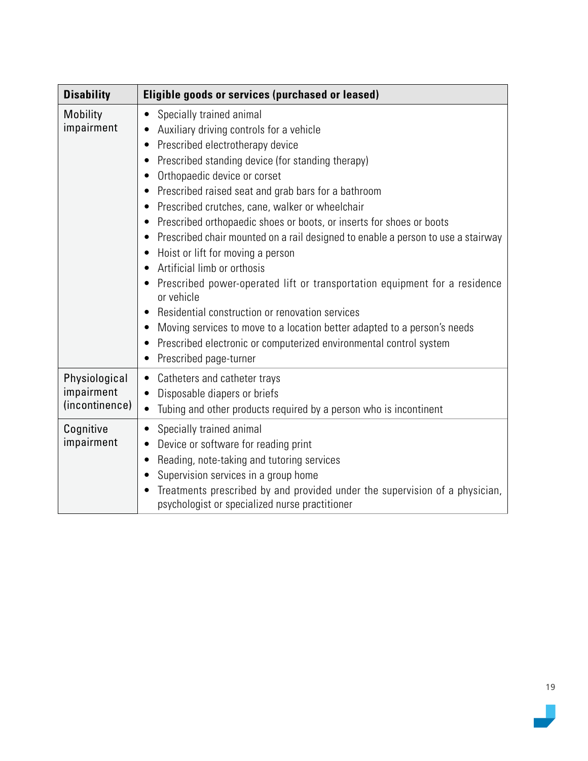| Disability | Eligible goods or services (purchased or leased) |
| --- | --- |
| Mobility impairment | • Specially trained animal<br>• Auxiliary driving controls for a vehicle<br>• Prescribed electrotherapy device<br>• Prescribed standing device (for standing therapy)<br>• Orthopaedic device or corset<br>• Prescribed raised seat and grab bars for a bathroom<br>• Prescribed crutches, cane, walker or wheelchair<br>• Prescribed orthopaedic shoes or boots, or inserts for shoes or boots<br>• Prescribed chair mounted on a rail designed to enable a person to use a stairway<br>• Hoist or lift for moving a person<br>• Artificial limb or orthosis<br>• Prescribed power-operated lift or transportation equipment for a residence or vehicle<br>• Residential construction or renovation services<br>• Moving services to move to a location better adapted to a person's needs<br>• Prescribed electronic or computerized environmental control system<br>• Prescribed page-turner |
| Physiological impairment (incontinence) | • Catheters and catheter trays<br>• Disposable diapers or briefs<br>• Tubing and other products required by a person who is incontinent |
| Cognitive impairment | • Specially trained animal<br>• Device or software for reading print<br>• Reading, note-taking and tutoring services<br>• Supervision services in a group home<br>• Treatments prescribed by and provided under the supervision of a physician, psychologist or specialized nurse practitioner |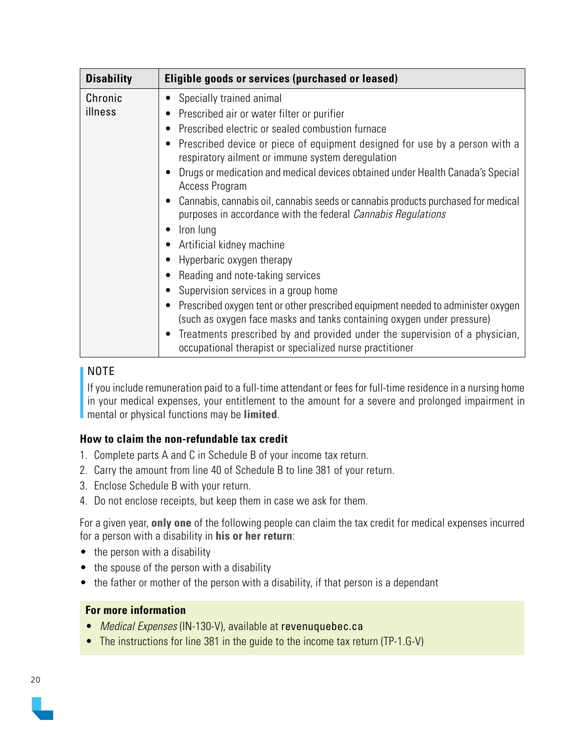| Disability | Eligible goods or services (purchased or leased) |
|---|---|
| Chronic illness | • Specially trained animal<br>• Prescribed air or water filter or purifier<br>• Prescribed electric or sealed combustion furnace<br>• Prescribed device or piece of equipment designed for use by a person with a respiratory ailment or immune system deregulation<br>• Drugs or medication and medical devices obtained under Health Canada's Special Access Program<br>• Cannabis, cannabis oil, cannabis seeds or cannabis products purchased for medical purposes in accordance with the federal *Cannabis Regulations*<br>• Iron lung<br>• Artificial kidney machine<br>• Hyperbaric oxygen therapy<br>• Reading and note-taking services<br>• Supervision services in a group home<br>• Prescribed oxygen tent or other prescribed equipment needed to administer oxygen (such as oxygen face masks and tanks containing oxygen under pressure)<br>• Treatments prescribed by and provided under the supervision of a physician, occupational therapist or specialized nurse practitioner |

NOTE

If you include remuneration paid to a full-time attendant or fees for full-time residence in a nursing home in your medical expenses, your entitlement to the amount for a severe and prolonged impairment in mental or physical functions may be **limited**.

**How to claim the non-refundable tax credit**

1. Complete parts A and C in Schedule B of your income tax return.
2. Carry the amount from line 40 of Schedule B to line 381 of your return.
3. Enclose Schedule B with your return.
4. Do not enclose receipts, but keep them in case we ask for them.

For a given year, **only one** of the following people can claim the tax credit for medical expenses incurred for a person with a disability in **his or her return**:

- the person with a disability
- the spouse of the person with a disability
- the father or mother of the person with a disability, if that person is a dependant

**For more information**

- *Medical Expenses* (IN-130-V), available at revenuquebec.ca
- The instructions for line 381 in the guide to the income tax return (TP-1.G-V)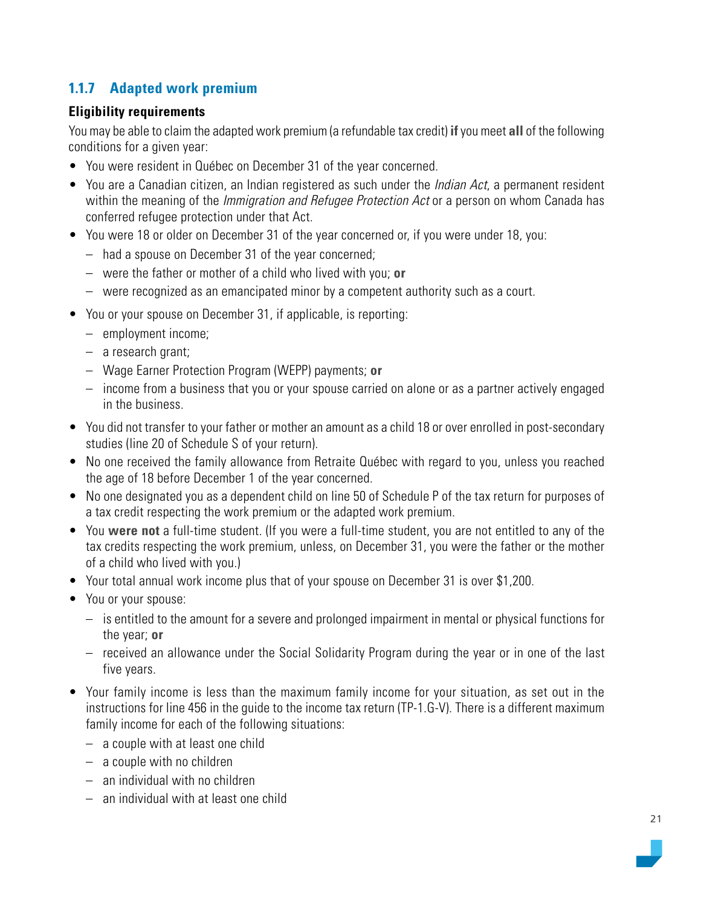### 1.1.7 Adapted work premium

**Eligibility requirements**

You may be able to claim the adapted work premium (a refundable tax credit) **if** you meet **all** of the following conditions for a given year:

- You were resident in Québec on December 31 of the year concerned.
- You are a Canadian citizen, an Indian registered as such under the *Indian Act*, a permanent resident within the meaning of the *Immigration and Refugee Protection Act* or a person on whom Canada has conferred refugee protection under that Act.
- You were 18 or older on December 31 of the year concerned or, if you were under 18, you:
  - had a spouse on December 31 of the year concerned;
  - were the father or mother of a child who lived with you; **or**
  - were recognized as an emancipated minor by a competent authority such as a court.
- You or your spouse on December 31, if applicable, is reporting:
  - employment income;
  - a research grant;
  - Wage Earner Protection Program (WEPP) payments; **or**
  - income from a business that you or your spouse carried on alone or as a partner actively engaged in the business.
- You did not transfer to your father or mother an amount as a child 18 or over enrolled in post-secondary studies (line 20 of Schedule S of your return).
- No one received the family allowance from Retraite Québec with regard to you, unless you reached the age of 18 before December 1 of the year concerned.
- No one designated you as a dependent child on line 50 of Schedule P of the tax return for purposes of a tax credit respecting the work premium or the adapted work premium.
- You **were not** a full-time student. (If you were a full-time student, you are not entitled to any of the tax credits respecting the work premium, unless, on December 31, you were the father or the mother of a child who lived with you.)
- Your total annual work income plus that of your spouse on December 31 is over $1,200.
- You or your spouse:
  - is entitled to the amount for a severe and prolonged impairment in mental or physical functions for the year; **or**
  - received an allowance under the Social Solidarity Program during the year or in one of the last five years.
- Your family income is less than the maximum family income for your situation, as set out in the instructions for line 456 in the guide to the income tax return (TP-1.G-V). There is a different maximum family income for each of the following situations:
  - a couple with at least one child
  - a couple with no children
  - an individual with no children
  - an individual with at least one child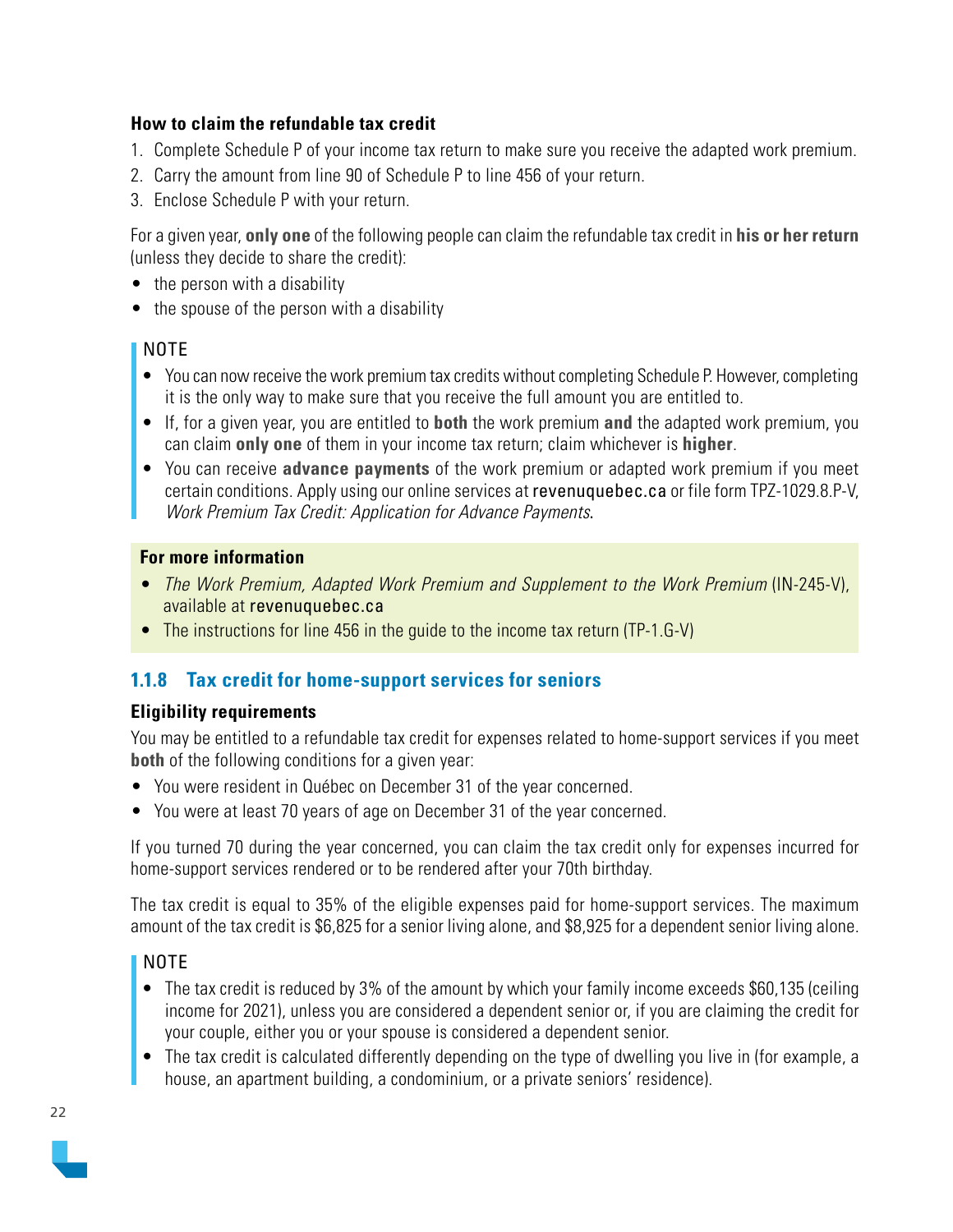**How to claim the refundable tax credit**

1. Complete Schedule P of your income tax return to make sure you receive the adapted work premium.
2. Carry the amount from line 90 of Schedule P to line 456 of your return.
3. Enclose Schedule P with your return.

For a given year, **only one** of the following people can claim the refundable tax credit in **his or her return** (unless they decide to share the credit):

- the person with a disability
- the spouse of the person with a disability

NOTE

- You can now receive the work premium tax credits without completing Schedule P. However, completing it is the only way to make sure that you receive the full amount you are entitled to.
- If, for a given year, you are entitled to **both** the work premium **and** the adapted work premium, you can claim **only one** of them in your income tax return; claim whichever is **higher**.
- You can receive **advance payments** of the work premium or adapted work premium if you meet certain conditions. Apply using our online services at revenuquebec.ca or file form TPZ-1029.8.P-V, *Work Premium Tax Credit: Application for Advance Payments*.

**For more information**

- *The Work Premium, Adapted Work Premium and Supplement to the Work Premium* (IN-245-V), available at revenuquebec.ca
- The instructions for line 456 in the guide to the income tax return (TP-1.G-V)

### 1.1.8 Tax credit for home-support services for seniors

**Eligibility requirements**

You may be entitled to a refundable tax credit for expenses related to home-support services if you meet **both** of the following conditions for a given year:

- You were resident in Québec on December 31 of the year concerned.
- You were at least 70 years of age on December 31 of the year concerned.

If you turned 70 during the year concerned, you can claim the tax credit only for expenses incurred for home-support services rendered or to be rendered after your 70th birthday.

The tax credit is equal to 35% of the eligible expenses paid for home-support services. The maximum amount of the tax credit is $6,825 for a senior living alone, and $8,925 for a dependent senior living alone.

NOTE

- The tax credit is reduced by 3% of the amount by which your family income exceeds $60,135 (ceiling income for 2021), unless you are considered a dependent senior or, if you are claiming the credit for your couple, either you or your spouse is considered a dependent senior.
- The tax credit is calculated differently depending on the type of dwelling you live in (for example, a house, an apartment building, a condominium, or a private seniors' residence).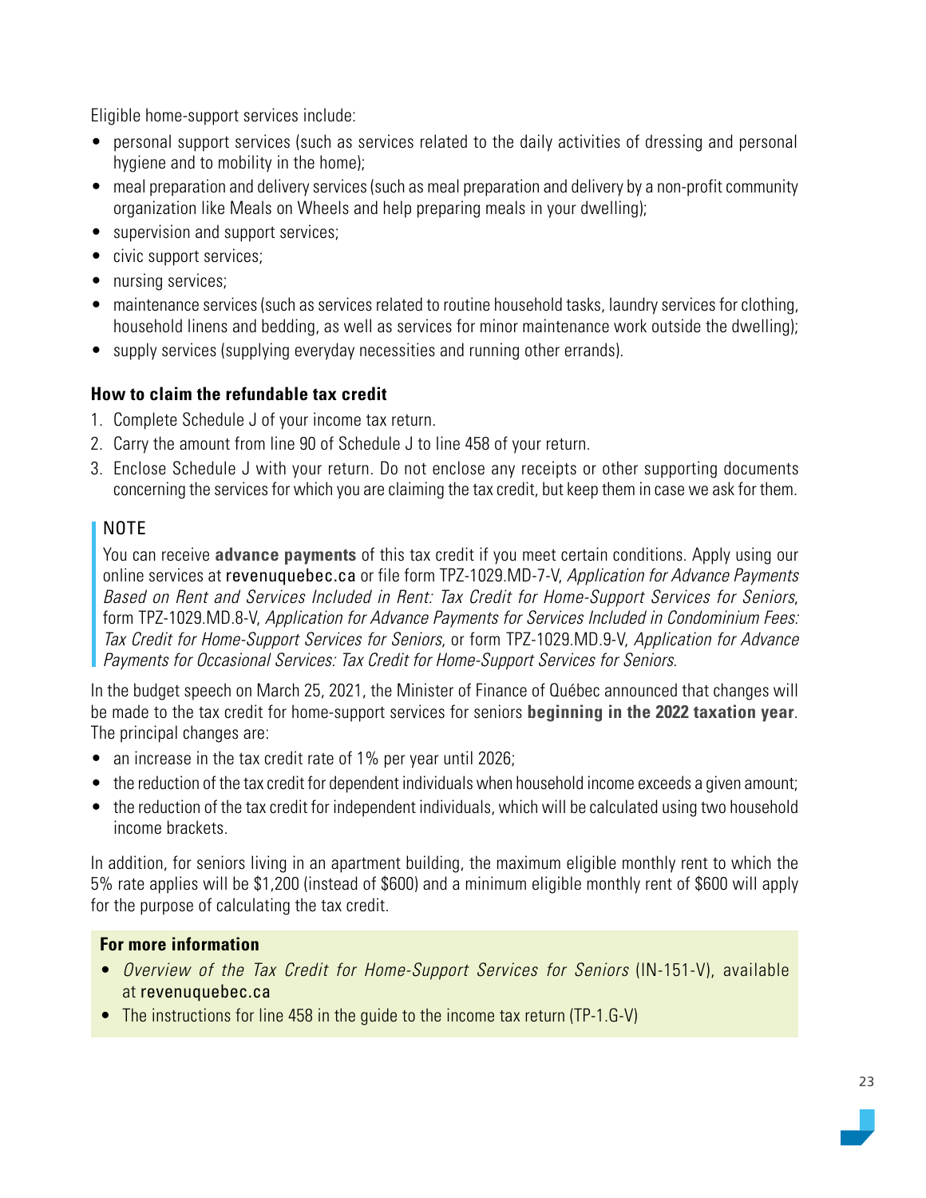Eligible home-support services include:

- personal support services (such as services related to the daily activities of dressing and personal hygiene and to mobility in the home);
- meal preparation and delivery services (such as meal preparation and delivery by a non-profit community organization like Meals on Wheels and help preparing meals in your dwelling);
- supervision and support services;
- civic support services;
- nursing services;
- maintenance services (such as services related to routine household tasks, laundry services for clothing, household linens and bedding, as well as services for minor maintenance work outside the dwelling);
- supply services (supplying everyday necessities and running other errands).

### How to claim the refundable tax credit

1. Complete Schedule J of your income tax return.
2. Carry the amount from line 90 of Schedule J to line 458 of your return.
3. Enclose Schedule J with your return. Do not enclose any receipts or other supporting documents concerning the services for which you are claiming the tax credit, but keep them in case we ask for them.

> NOTE
>
> You can receive **advance payments** of this tax credit if you meet certain conditions. Apply using our online services at revenuquebec.ca or file form TPZ-1029.MD-7-V, *Application for Advance Payments Based on Rent and Services Included in Rent: Tax Credit for Home-Support Services for Seniors*, form TPZ-1029.MD.8-V, *Application for Advance Payments for Services Included in Condominium Fees: Tax Credit for Home-Support Services for Seniors*, or form TPZ-1029.MD.9-V, *Application for Advance Payments for Occasional Services: Tax Credit for Home-Support Services for Seniors*.

In the budget speech on March 25, 2021, the Minister of Finance of Québec announced that changes will be made to the tax credit for home-support services for seniors **beginning in the 2022 taxation year**. The principal changes are:

- an increase in the tax credit rate of 1% per year until 2026;
- the reduction of the tax credit for dependent individuals when household income exceeds a given amount;
- the reduction of the tax credit for independent individuals, which will be calculated using two household income brackets.

In addition, for seniors living in an apartment building, the maximum eligible monthly rent to which the 5% rate applies will be $1,200 (instead of $600) and a minimum eligible monthly rent of $600 will apply for the purpose of calculating the tax credit.

**For more information**

- *Overview of the Tax Credit for Home-Support Services for Seniors* (IN-151-V), available at revenuquebec.ca
- The instructions for line 458 in the guide to the income tax return (TP-1.G-V)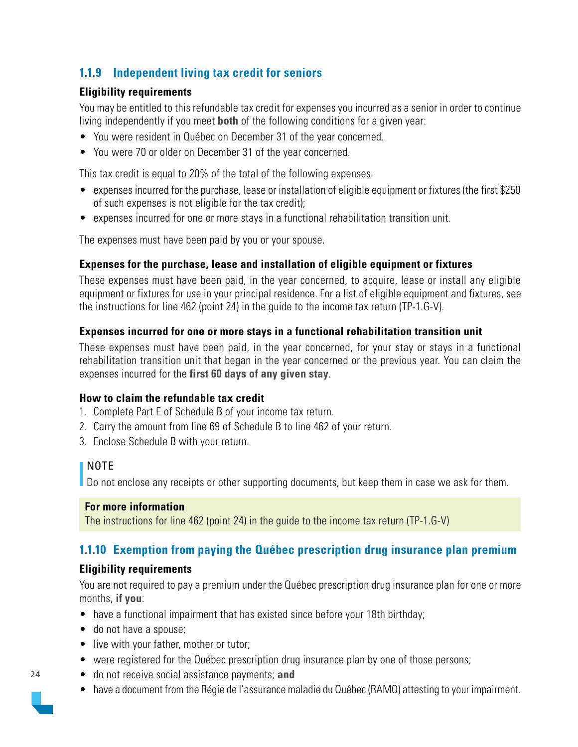### 1.1.9 Independent living tax credit for seniors

#### Eligibility requirements

You may be entitled to this refundable tax credit for expenses you incurred as a senior in order to continue living independently if you meet **both** of the following conditions for a given year:

- You were resident in Québec on December 31 of the year concerned.
- You were 70 or older on December 31 of the year concerned.

This tax credit is equal to 20% of the total of the following expenses:

- expenses incurred for the purchase, lease or installation of eligible equipment or fixtures (the first $250 of such expenses is not eligible for the tax credit);
- expenses incurred for one or more stays in a functional rehabilitation transition unit.

The expenses must have been paid by you or your spouse.

#### Expenses for the purchase, lease and installation of eligible equipment or fixtures

These expenses must have been paid, in the year concerned, to acquire, lease or install any eligible equipment or fixtures for use in your principal residence. For a list of eligible equipment and fixtures, see the instructions for line 462 (point 24) in the guide to the income tax return (TP-1.G-V).

#### Expenses incurred for one or more stays in a functional rehabilitation transition unit

These expenses must have been paid, in the year concerned, for your stay or stays in a functional rehabilitation transition unit that began in the year concerned or the previous year. You can claim the expenses incurred for the **first 60 days of any given stay**.

#### How to claim the refundable tax credit

1. Complete Part E of Schedule B of your income tax return.
2. Carry the amount from line 69 of Schedule B to line 462 of your return.
3. Enclose Schedule B with your return.

> NOTE
> Do not enclose any receipts or other supporting documents, but keep them in case we ask for them.

**For more information**
The instructions for line 462 (point 24) in the guide to the income tax return (TP-1.G-V)

### 1.1.10 Exemption from paying the Québec prescription drug insurance plan premium

#### Eligibility requirements

You are not required to pay a premium under the Québec prescription drug insurance plan for one or more months, **if you**:

- have a functional impairment that has existed since before your 18th birthday;
- do not have a spouse;
- live with your father, mother or tutor;
- were registered for the Québec prescription drug insurance plan by one of those persons;
- do not receive social assistance payments; **and**
- have a document from the Régie de l'assurance maladie du Québec (RAMQ) attesting to your impairment.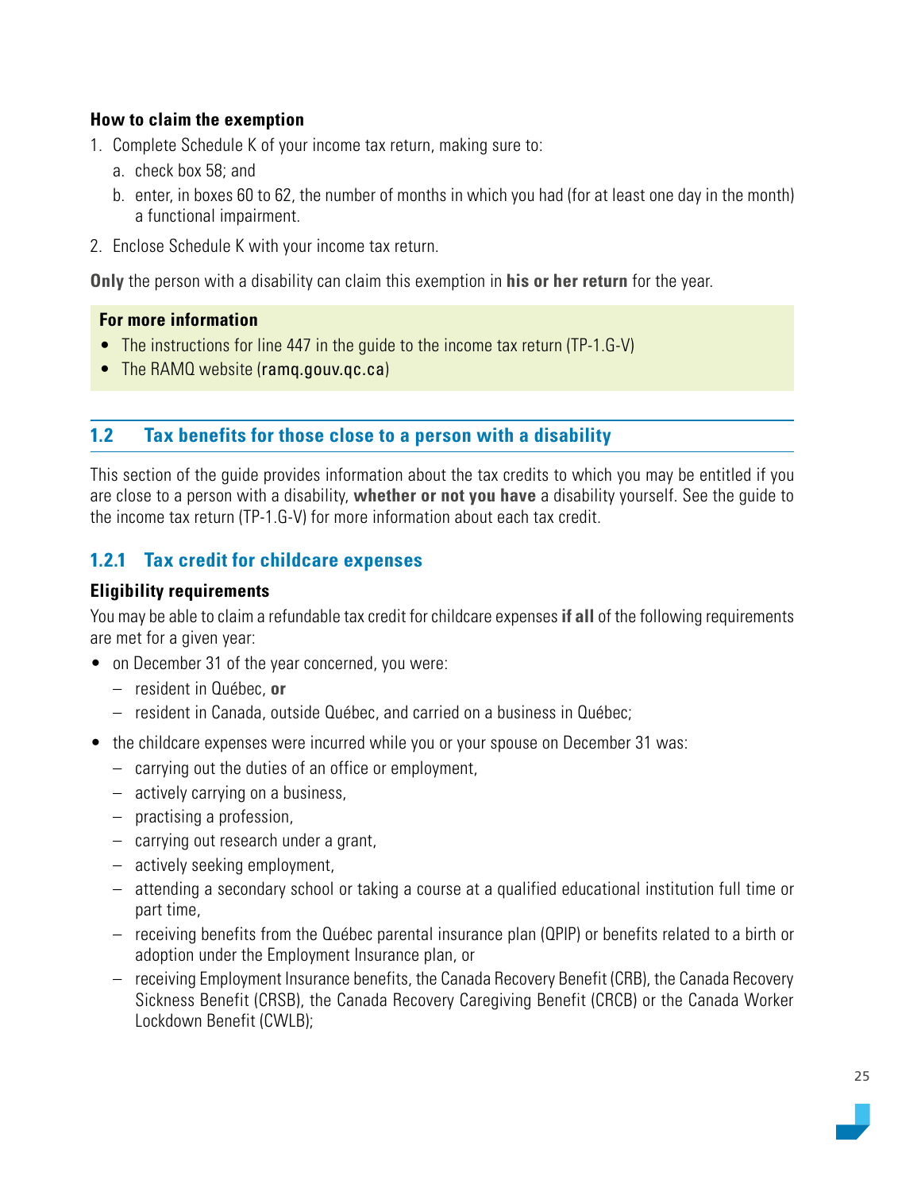**How to claim the exemption**

1. Complete Schedule K of your income tax return, making sure to:
   a. check box 58; and
   b. enter, in boxes 60 to 62, the number of months in which you had (for at least one day in the month) a functional impairment.
2. Enclose Schedule K with your income tax return.

**Only** the person with a disability can claim this exemption in **his or her return** for the year.

**For more information**

- The instructions for line 447 in the guide to the income tax return (TP-1.G-V)
- The RAMQ website (ramq.gouv.qc.ca)

## 1.2 Tax benefits for those close to a person with a disability

This section of the guide provides information about the tax credits to which you may be entitled if you are close to a person with a disability, **whether or not you have** a disability yourself. See the guide to the income tax return (TP-1.G-V) for more information about each tax credit.

### 1.2.1 Tax credit for childcare expenses

**Eligibility requirements**

You may be able to claim a refundable tax credit for childcare expenses **if all** of the following requirements are met for a given year:

- on December 31 of the year concerned, you were:
  – resident in Québec, **or**
  – resident in Canada, outside Québec, and carried on a business in Québec;
- the childcare expenses were incurred while you or your spouse on December 31 was:
  – carrying out the duties of an office or employment,
  – actively carrying on a business,
  – practising a profession,
  – carrying out research under a grant,
  – actively seeking employment,
  – attending a secondary school or taking a course at a qualified educational institution full time or part time,
  – receiving benefits from the Québec parental insurance plan (QPIP) or benefits related to a birth or adoption under the Employment Insurance plan, or
  – receiving Employment Insurance benefits, the Canada Recovery Benefit (CRB), the Canada Recovery Sickness Benefit (CRSB), the Canada Recovery Caregiving Benefit (CRCB) or the Canada Worker Lockdown Benefit (CWLB);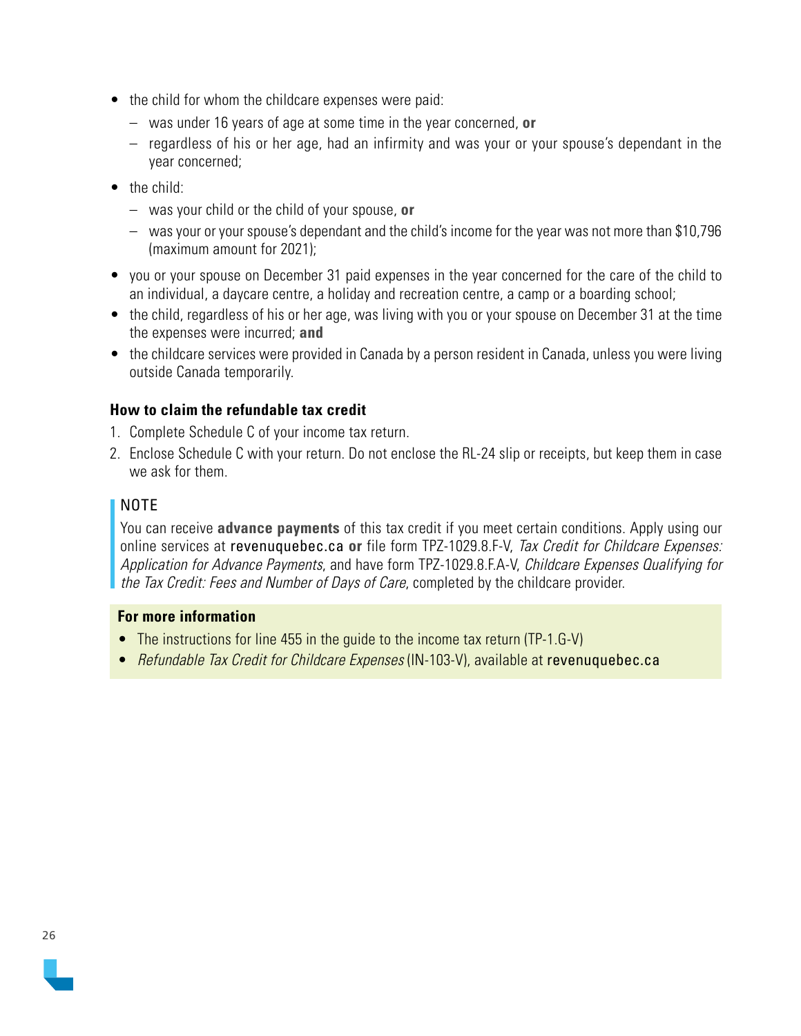- the child for whom the childcare expenses were paid:
  - was under 16 years of age at some time in the year concerned, **or**
  - regardless of his or her age, had an infirmity and was your or your spouse's dependant in the year concerned;
- the child:
  - was your child or the child of your spouse, **or**
  - was your or your spouse's dependant and the child's income for the year was not more than $10,796 (maximum amount for 2021);
- you or your spouse on December 31 paid expenses in the year concerned for the care of the child to an individual, a daycare centre, a holiday and recreation centre, a camp or a boarding school;
- the child, regardless of his or her age, was living with you or your spouse on December 31 at the time the expenses were incurred; **and**
- the childcare services were provided in Canada by a person resident in Canada, unless you were living outside Canada temporarily.

**How to claim the refundable tax credit**

1. Complete Schedule C of your income tax return.
2. Enclose Schedule C with your return. Do not enclose the RL-24 slip or receipts, but keep them in case we ask for them.

> NOTE
>
> You can receive **advance payments** of this tax credit if you meet certain conditions. Apply using our online services at revenuquebec.ca **or** file form TPZ-1029.8.F-V, *Tax Credit for Childcare Expenses: Application for Advance Payments*, and have form TPZ-1029.8.F.A-V, *Childcare Expenses Qualifying for the Tax Credit: Fees and Number of Days of Care*, completed by the childcare provider.

**For more information**

- The instructions for line 455 in the guide to the income tax return (TP-1.G-V)
- *Refundable Tax Credit for Childcare Expenses* (IN-103-V), available at revenuquebec.ca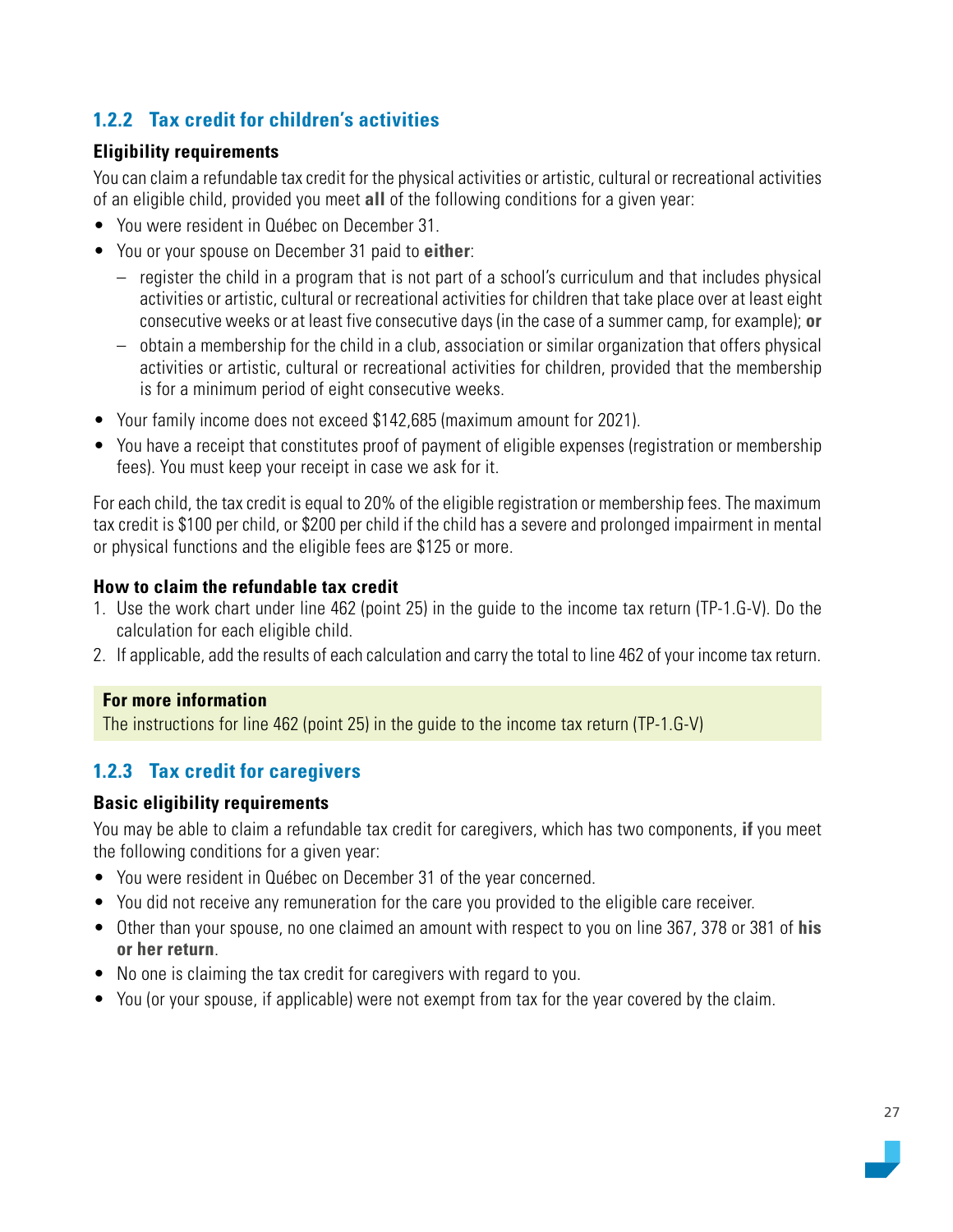### 1.2.2 Tax credit for children's activities

**Eligibility requirements**

You can claim a refundable tax credit for the physical activities or artistic, cultural or recreational activities of an eligible child, provided you meet **all** of the following conditions for a given year:

- You were resident in Québec on December 31.
- You or your spouse on December 31 paid to **either**:
  - register the child in a program that is not part of a school's curriculum and that includes physical activities or artistic, cultural or recreational activities for children that take place over at least eight consecutive weeks or at least five consecutive days (in the case of a summer camp, for example); **or**
  - obtain a membership for the child in a club, association or similar organization that offers physical activities or artistic, cultural or recreational activities for children, provided that the membership is for a minimum period of eight consecutive weeks.
- Your family income does not exceed $142,685 (maximum amount for 2021).
- You have a receipt that constitutes proof of payment of eligible expenses (registration or membership fees). You must keep your receipt in case we ask for it.

For each child, the tax credit is equal to 20% of the eligible registration or membership fees. The maximum tax credit is $100 per child, or $200 per child if the child has a severe and prolonged impairment in mental or physical functions and the eligible fees are $125 or more.

**How to claim the refundable tax credit**

1. Use the work chart under line 462 (point 25) in the guide to the income tax return (TP-1.G-V). Do the calculation for each eligible child.
2. If applicable, add the results of each calculation and carry the total to line 462 of your income tax return.

**For more information**

The instructions for line 462 (point 25) in the guide to the income tax return (TP-1.G-V)

### 1.2.3 Tax credit for caregivers

**Basic eligibility requirements**

You may be able to claim a refundable tax credit for caregivers, which has two components, **if** you meet the following conditions for a given year:

- You were resident in Québec on December 31 of the year concerned.
- You did not receive any remuneration for the care you provided to the eligible care receiver.
- Other than your spouse, no one claimed an amount with respect to you on line 367, 378 or 381 of **his or her return**.
- No one is claiming the tax credit for caregivers with regard to you.
- You (or your spouse, if applicable) were not exempt from tax for the year covered by the claim.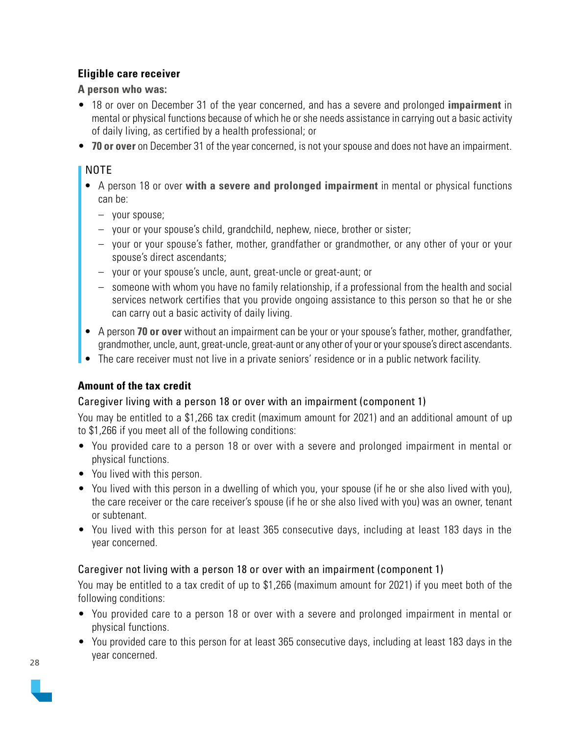### Eligible care receiver

**A person who was:**

- 18 or over on December 31 of the year concerned, and has a severe and prolonged **impairment** in mental or physical functions because of which he or she needs assistance in carrying out a basic activity of daily living, as certified by a health professional; or
- **70 or over** on December 31 of the year concerned, is not your spouse and does not have an impairment.

> NOTE
>
> - A person 18 or over **with a severe and prolonged impairment** in mental or physical functions can be:
>   - your spouse;
>   - your or your spouse's child, grandchild, nephew, niece, brother or sister;
>   - your or your spouse's father, mother, grandfather or grandmother, or any other of your or your spouse's direct ascendants;
>   - your or your spouse's uncle, aunt, great-uncle or great-aunt; or
>   - someone with whom you have no family relationship, if a professional from the health and social services network certifies that you provide ongoing assistance to this person so that he or she can carry out a basic activity of daily living.
> - A person **70 or over** without an impairment can be your or your spouse's father, mother, grandfather, grandmother, uncle, aunt, great-uncle, great-aunt or any other of your or your spouse's direct ascendants.
> - The care receiver must not live in a private seniors' residence or in a public network facility.

### Amount of the tax credit

#### Caregiver living with a person 18 or over with an impairment (component 1)

You may be entitled to a $1,266 tax credit (maximum amount for 2021) and an additional amount of up to $1,266 if you meet all of the following conditions:

- You provided care to a person 18 or over with a severe and prolonged impairment in mental or physical functions.
- You lived with this person.
- You lived with this person in a dwelling of which you, your spouse (if he or she also lived with you), the care receiver or the care receiver's spouse (if he or she also lived with you) was an owner, tenant or subtenant.
- You lived with this person for at least 365 consecutive days, including at least 183 days in the year concerned.

#### Caregiver not living with a person 18 or over with an impairment (component 1)

You may be entitled to a tax credit of up to $1,266 (maximum amount for 2021) if you meet both of the following conditions:

- You provided care to a person 18 or over with a severe and prolonged impairment in mental or physical functions.
- You provided care to this person for at least 365 consecutive days, including at least 183 days in the year concerned.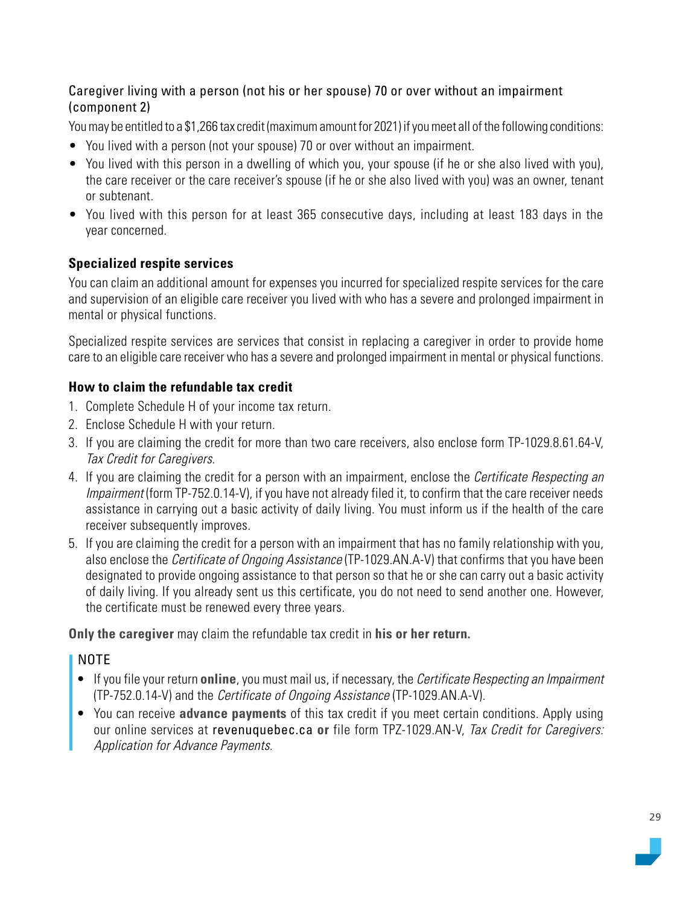### Caregiver living with a person (not his or her spouse) 70 or over without an impairment (component 2)

You may be entitled to a $1,266 tax credit (maximum amount for 2021) if you meet all of the following conditions:

- You lived with a person (not your spouse) 70 or over without an impairment.
- You lived with this person in a dwelling of which you, your spouse (if he or she also lived with you), the care receiver or the care receiver's spouse (if he or she also lived with you) was an owner, tenant or subtenant.
- You lived with this person for at least 365 consecutive days, including at least 183 days in the year concerned.

#### Specialized respite services

You can claim an additional amount for expenses you incurred for specialized respite services for the care and supervision of an eligible care receiver you lived with who has a severe and prolonged impairment in mental or physical functions.

Specialized respite services are services that consist in replacing a caregiver in order to provide home care to an eligible care receiver who has a severe and prolonged impairment in mental or physical functions.

#### How to claim the refundable tax credit

1. Complete Schedule H of your income tax return.
2. Enclose Schedule H with your return.
3. If you are claiming the credit for more than two care receivers, also enclose form TP-1029.8.61.64-V, *Tax Credit for Caregivers*.
4. If you are claiming the credit for a person with an impairment, enclose the *Certificate Respecting an Impairment* (form TP-752.0.14-V), if you have not already filed it, to confirm that the care receiver needs assistance in carrying out a basic activity of daily living. You must inform us if the health of the care receiver subsequently improves.
5. If you are claiming the credit for a person with an impairment that has no family relationship with you, also enclose the *Certificate of Ongoing Assistance* (TP-1029.AN.A-V) that confirms that you have been designated to provide ongoing assistance to that person so that he or she can carry out a basic activity of daily living. If you already sent us this certificate, you do not need to send another one. However, the certificate must be renewed every three years.

**Only the caregiver** may claim the refundable tax credit in **his or her return.**

NOTE

- If you file your return **online**, you must mail us, if necessary, the *Certificate Respecting an Impairment* (TP-752.0.14-V) and the *Certificate of Ongoing Assistance* (TP-1029.AN.A-V).
- You can receive **advance payments** of this tax credit if you meet certain conditions. Apply using our online services at revenuquebec.ca **or** file form TPZ-1029.AN-V, *Tax Credit for Caregivers: Application for Advance Payments*.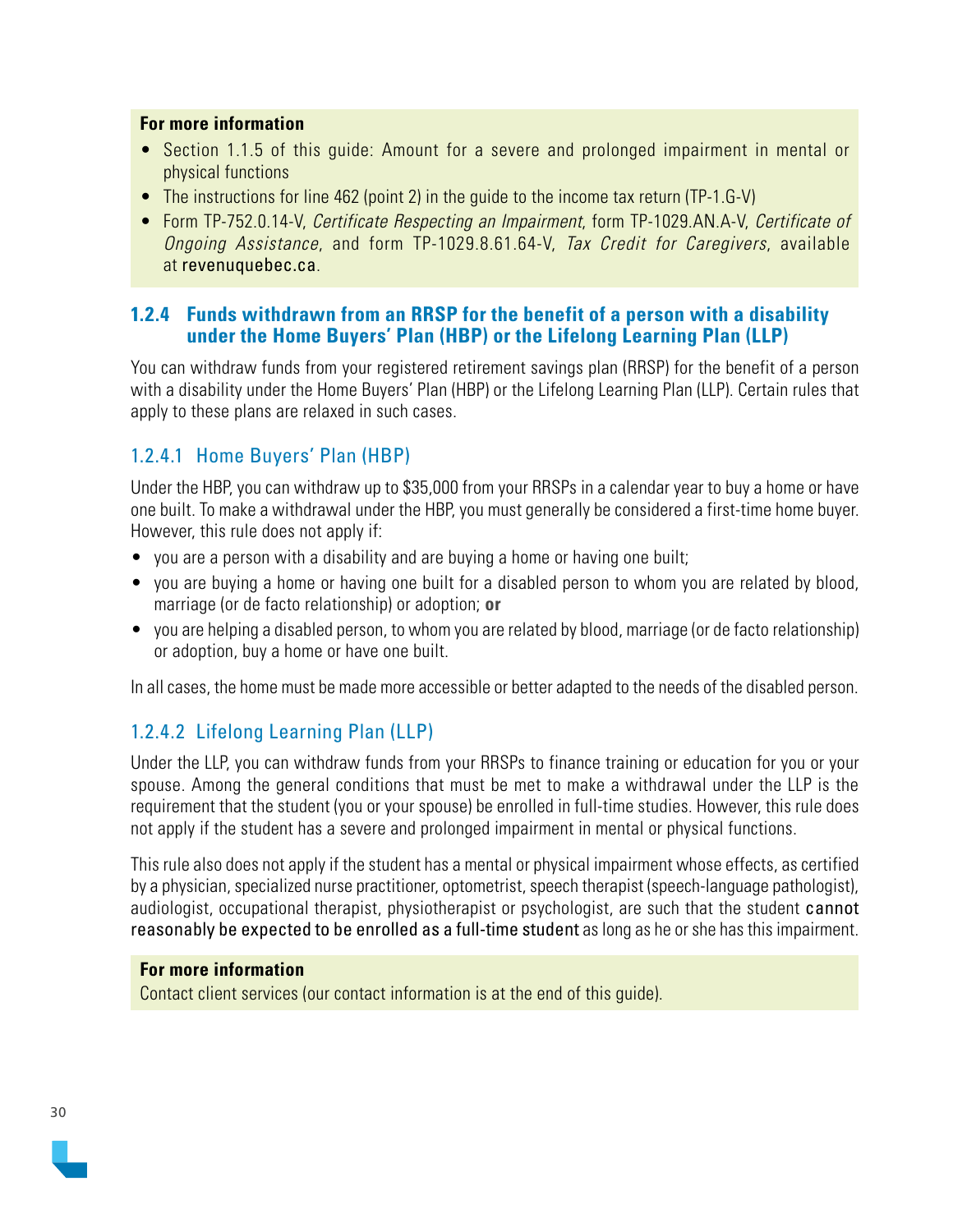**For more information**

- Section 1.1.5 of this guide: Amount for a severe and prolonged impairment in mental or physical functions
- The instructions for line 462 (point 2) in the guide to the income tax return (TP-1.G-V)
- Form TP-752.0.14-V, *Certificate Respecting an Impairment*, form TP-1029.AN.A-V, *Certificate of Ongoing Assistance*, and form TP-1029.8.61.64-V, *Tax Credit for Caregivers*, available at revenuquebec.ca.

### 1.2.4 Funds withdrawn from an RRSP for the benefit of a person with a disability under the Home Buyers' Plan (HBP) or the Lifelong Learning Plan (LLP)

You can withdraw funds from your registered retirement savings plan (RRSP) for the benefit of a person with a disability under the Home Buyers' Plan (HBP) or the Lifelong Learning Plan (LLP). Certain rules that apply to these plans are relaxed in such cases.

#### 1.2.4.1 Home Buyers' Plan (HBP)

Under the HBP, you can withdraw up to $35,000 from your RRSPs in a calendar year to buy a home or have one built. To make a withdrawal under the HBP, you must generally be considered a first-time home buyer. However, this rule does not apply if:

- you are a person with a disability and are buying a home or having one built;
- you are buying a home or having one built for a disabled person to whom you are related by blood, marriage (or de facto relationship) or adoption; **or**
- you are helping a disabled person, to whom you are related by blood, marriage (or de facto relationship) or adoption, buy a home or have one built.

In all cases, the home must be made more accessible or better adapted to the needs of the disabled person.

#### 1.2.4.2 Lifelong Learning Plan (LLP)

Under the LLP, you can withdraw funds from your RRSPs to finance training or education for you or your spouse. Among the general conditions that must be met to make a withdrawal under the LLP is the requirement that the student (you or your spouse) be enrolled in full-time studies. However, this rule does not apply if the student has a severe and prolonged impairment in mental or physical functions.

This rule also does not apply if the student has a mental or physical impairment whose effects, as certified by a physician, specialized nurse practitioner, optometrist, speech therapist (speech-language pathologist), audiologist, occupational therapist, physiotherapist or psychologist, are such that the student cannot reasonably be expected to be enrolled as a full-time student as long as he or she has this impairment.

**For more information**

Contact client services (our contact information is at the end of this guide).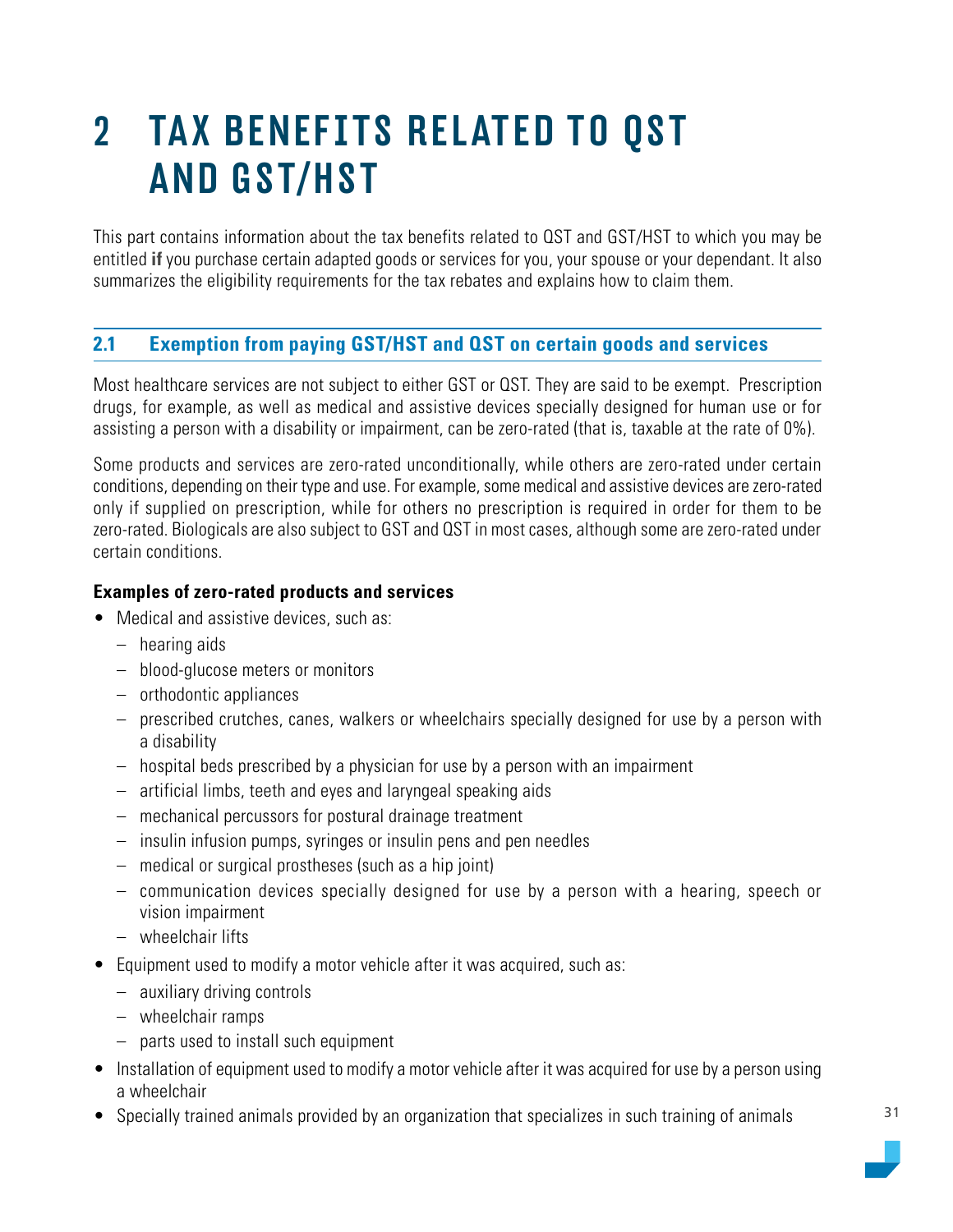# 2 TAX BENEFITS RELATED TO QST AND GST/HST

This part contains information about the tax benefits related to QST and GST/HST to which you may be entitled **if** you purchase certain adapted goods or services for you, your spouse or your dependant. It also summarizes the eligibility requirements for the tax rebates and explains how to claim them.

## 2.1 Exemption from paying GST/HST and QST on certain goods and services

Most healthcare services are not subject to either GST or QST. They are said to be exempt. Prescription drugs, for example, as well as medical and assistive devices specially designed for human use or for assisting a person with a disability or impairment, can be zero-rated (that is, taxable at the rate of 0%).

Some products and services are zero-rated unconditionally, while others are zero-rated under certain conditions, depending on their type and use. For example, some medical and assistive devices are zero-rated only if supplied on prescription, while for others no prescription is required in order for them to be zero-rated. Biologicals are also subject to GST and QST in most cases, although some are zero-rated under certain conditions.

### Examples of zero-rated products and services

- Medical and assistive devices, such as:
  - hearing aids
  - blood-glucose meters or monitors
  - orthodontic appliances
  - prescribed crutches, canes, walkers or wheelchairs specially designed for use by a person with a disability
  - hospital beds prescribed by a physician for use by a person with an impairment
  - artificial limbs, teeth and eyes and laryngeal speaking aids
  - mechanical percussors for postural drainage treatment
  - insulin infusion pumps, syringes or insulin pens and pen needles
  - medical or surgical prostheses (such as a hip joint)
  - communication devices specially designed for use by a person with a hearing, speech or vision impairment
  - wheelchair lifts
- Equipment used to modify a motor vehicle after it was acquired, such as:
  - auxiliary driving controls
  - wheelchair ramps
  - parts used to install such equipment
- Installation of equipment used to modify a motor vehicle after it was acquired for use by a person using a wheelchair
- Specially trained animals provided by an organization that specializes in such training of animals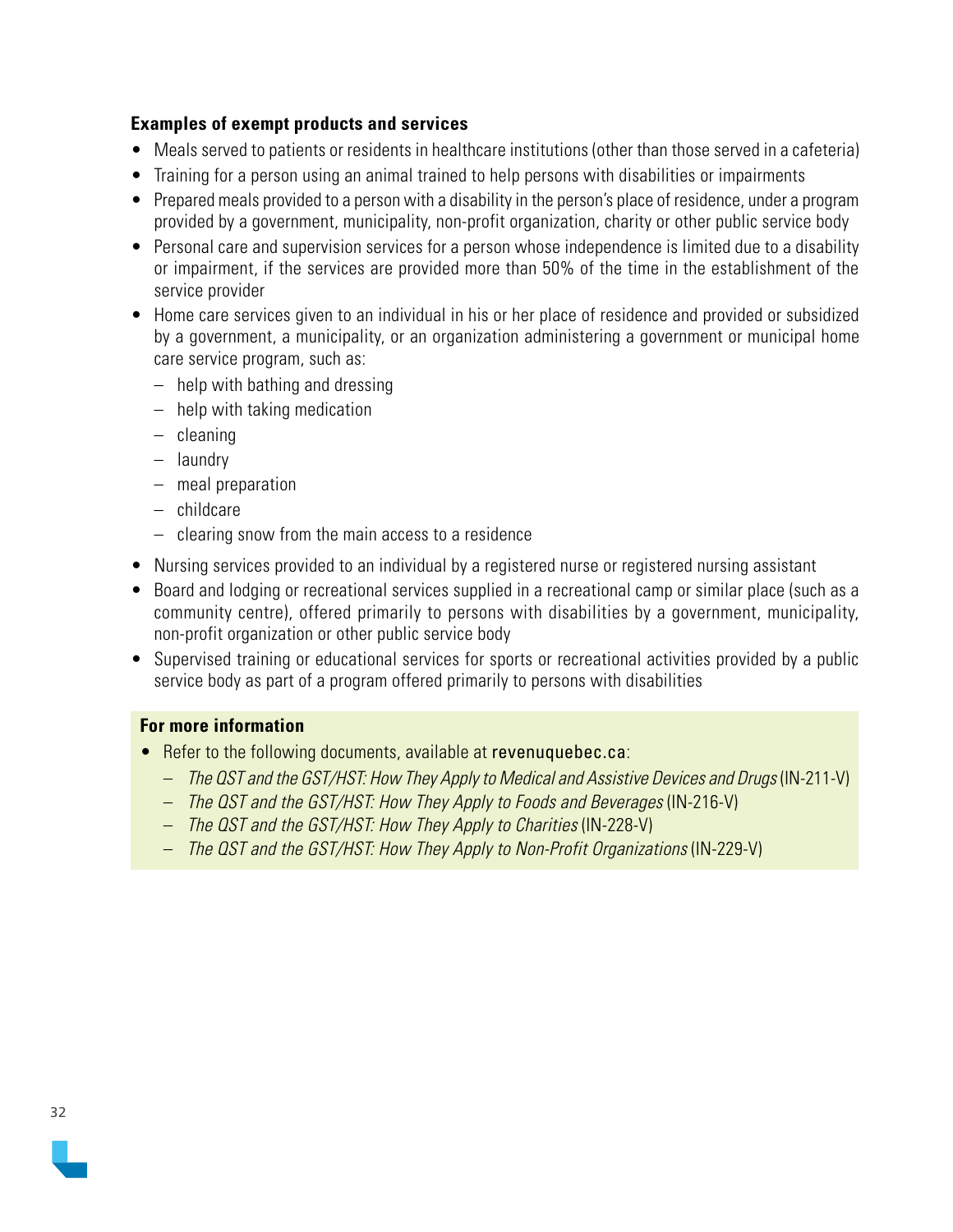**Examples of exempt products and services**

- Meals served to patients or residents in healthcare institutions (other than those served in a cafeteria)
- Training for a person using an animal trained to help persons with disabilities or impairments
- Prepared meals provided to a person with a disability in the person's place of residence, under a program provided by a government, municipality, non-profit organization, charity or other public service body
- Personal care and supervision services for a person whose independence is limited due to a disability or impairment, if the services are provided more than 50% of the time in the establishment of the service provider
- Home care services given to an individual in his or her place of residence and provided or subsidized by a government, a municipality, or an organization administering a government or municipal home care service program, such as:
  - help with bathing and dressing
  - help with taking medication
  - cleaning
  - laundry
  - meal preparation
  - childcare
  - clearing snow from the main access to a residence
- Nursing services provided to an individual by a registered nurse or registered nursing assistant
- Board and lodging or recreational services supplied in a recreational camp or similar place (such as a community centre), offered primarily to persons with disabilities by a government, municipality, non-profit organization or other public service body
- Supervised training or educational services for sports or recreational activities provided by a public service body as part of a program offered primarily to persons with disabilities

**For more information**

- Refer to the following documents, available at revenuquebec.ca:
  - *The QST and the GST/HST: How They Apply to Medical and Assistive Devices and Drugs* (IN-211-V)
  - *The QST and the GST/HST: How They Apply to Foods and Beverages* (IN-216-V)
  - *The QST and the GST/HST: How They Apply to Charities* (IN-228-V)
  - *The QST and the GST/HST: How They Apply to Non-Profit Organizations* (IN-229-V)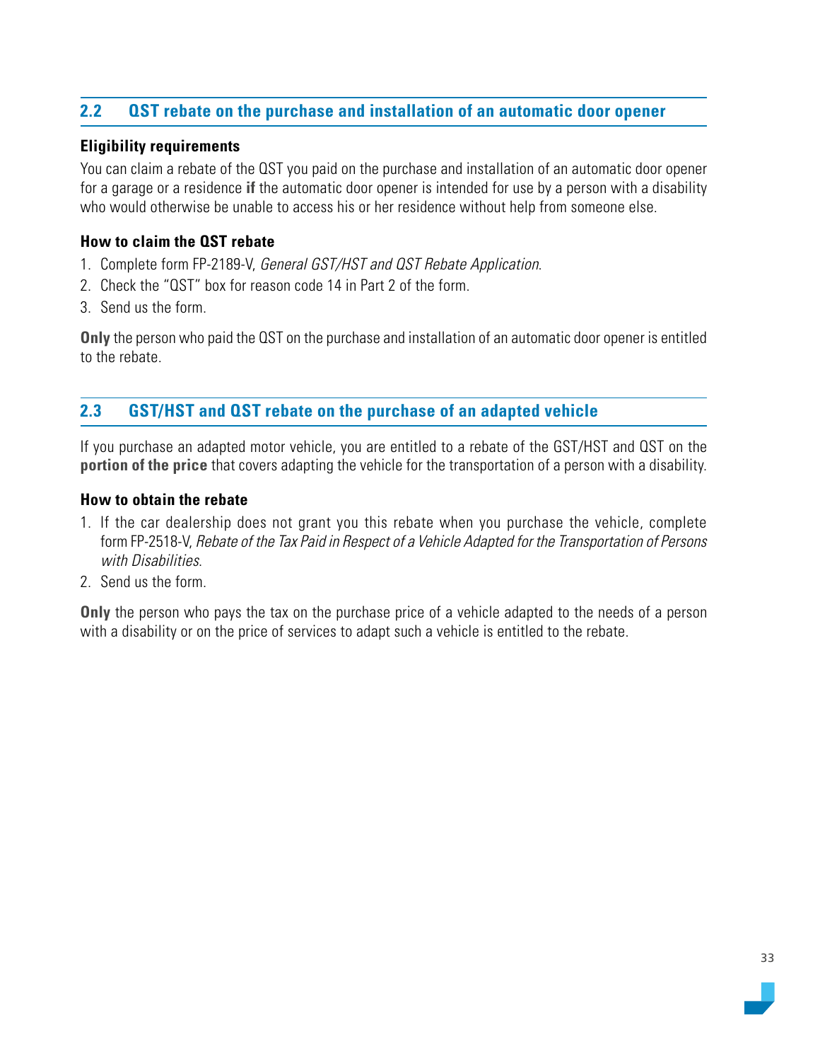## 2.2 QST rebate on the purchase and installation of an automatic door opener

### Eligibility requirements

You can claim a rebate of the QST you paid on the purchase and installation of an automatic door opener for a garage or a residence **if** the automatic door opener is intended for use by a person with a disability who would otherwise be unable to access his or her residence without help from someone else.

### How to claim the QST rebate

1. Complete form FP-2189-V, *General GST/HST and QST Rebate Application*.
2. Check the "QST" box for reason code 14 in Part 2 of the form.
3. Send us the form.

**Only** the person who paid the QST on the purchase and installation of an automatic door opener is entitled to the rebate.

## 2.3 GST/HST and QST rebate on the purchase of an adapted vehicle

If you purchase an adapted motor vehicle, you are entitled to a rebate of the GST/HST and QST on the **portion of the price** that covers adapting the vehicle for the transportation of a person with a disability.

### How to obtain the rebate

1. If the car dealership does not grant you this rebate when you purchase the vehicle, complete form FP-2518-V, *Rebate of the Tax Paid in Respect of a Vehicle Adapted for the Transportation of Persons with Disabilities*.
2. Send us the form.

**Only** the person who pays the tax on the purchase price of a vehicle adapted to the needs of a person with a disability or on the price of services to adapt such a vehicle is entitled to the rebate.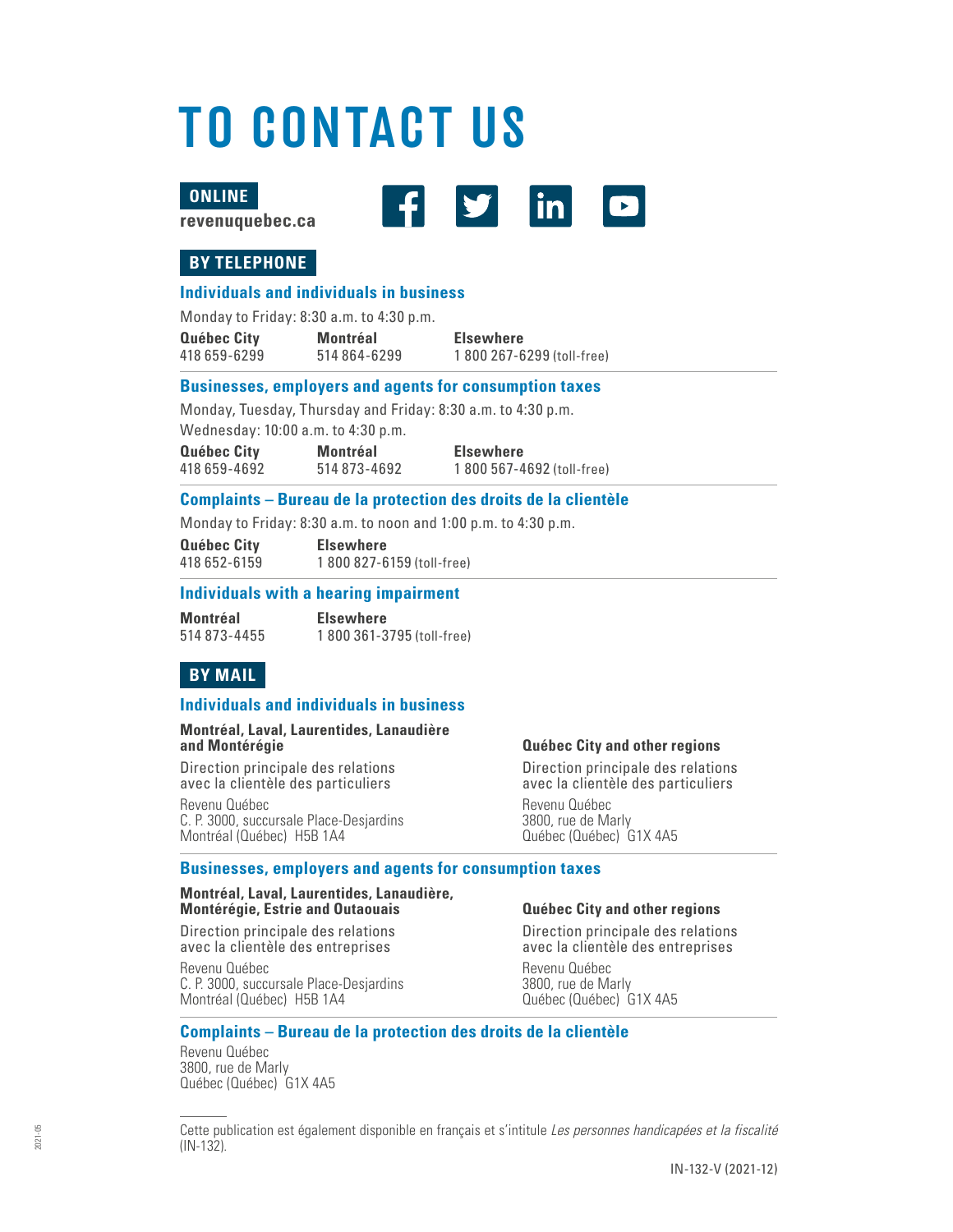# TO CONTACT US

## ONLINE

**revenuquebec.ca**

## BY TELEPHONE

### Individuals and individuals in business

Monday to Friday: 8:30 a.m. to 4:30 p.m.

| Québec City | Montréal | Elsewhere |
|---|---|---|
| 418 659-6299 | 514 864-6299 | 1 800 267-6299 (toll-free) |

### Businesses, employers and agents for consumption taxes

Monday, Tuesday, Thursday and Friday: 8:30 a.m. to 4:30 p.m.
Wednesday: 10:00 a.m. to 4:30 p.m.

| Québec City | Montréal | Elsewhere |
|---|---|---|
| 418 659-4692 | 514 873-4692 | 1 800 567-4692 (toll-free) |

### Complaints – Bureau de la protection des droits de la clientèle

Monday to Friday: 8:30 a.m. to noon and 1:00 p.m. to 4:30 p.m.

| Québec City | Elsewhere |
|---|---|
| 418 652-6159 | 1 800 827-6159 (toll-free) |

### Individuals with a hearing impairment

| Montréal | Elsewhere |
|---|---|
| 514 873-4455 | 1 800 361-3795 (toll-free) |

## BY MAIL

### Individuals and individuals in business

**Montréal, Laval, Laurentides, Lanaudière and Montérégie**

Direction principale des relations avec la clientèle des particuliers

Revenu Québec
C. P. 3000, succursale Place-Desjardins
Montréal (Québec) H5B 1A4

**Québec City and other regions**

Direction principale des relations avec la clientèle des particuliers

Revenu Québec
3800, rue de Marly
Québec (Québec) G1X 4A5

### Businesses, employers and agents for consumption taxes

**Montréal, Laval, Laurentides, Lanaudière, Montérégie, Estrie and Outaouais**

Direction principale des relations avec la clientèle des entreprises

Revenu Québec
C. P. 3000, succursale Place-Desjardins
Montréal (Québec) H5B 1A4

**Québec City and other regions**

Direction principale des relations avec la clientèle des entreprises

Revenu Québec
3800, rue de Marly
Québec (Québec) G1X 4A5

### Complaints – Bureau de la protection des droits de la clientèle

Revenu Québec
3800, rue de Marly
Québec (Québec) G1X 4A5

---

Cette publication est également disponible en français et s'intitule *Les personnes handicapées et la fiscalité* (IN-132).

IN-132-V (2021-12)